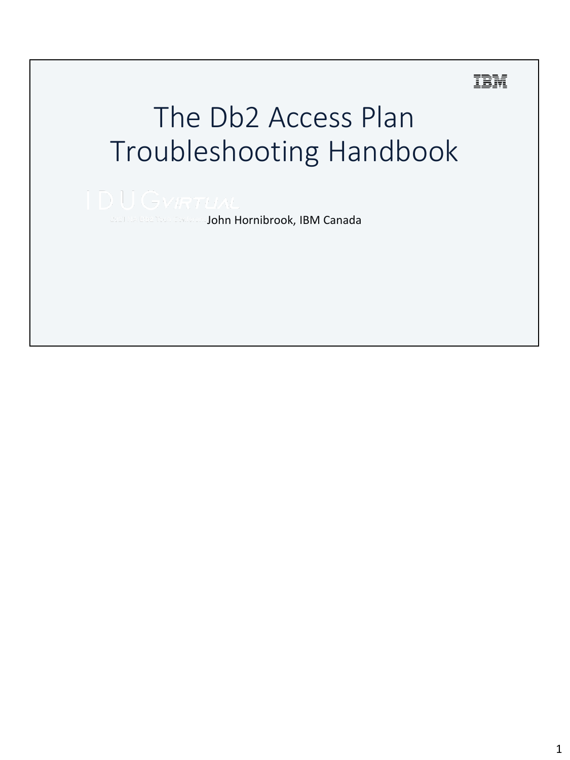# The Db2 Access Plan Troubleshooting Handbook

John Hornibrook, IBM Canada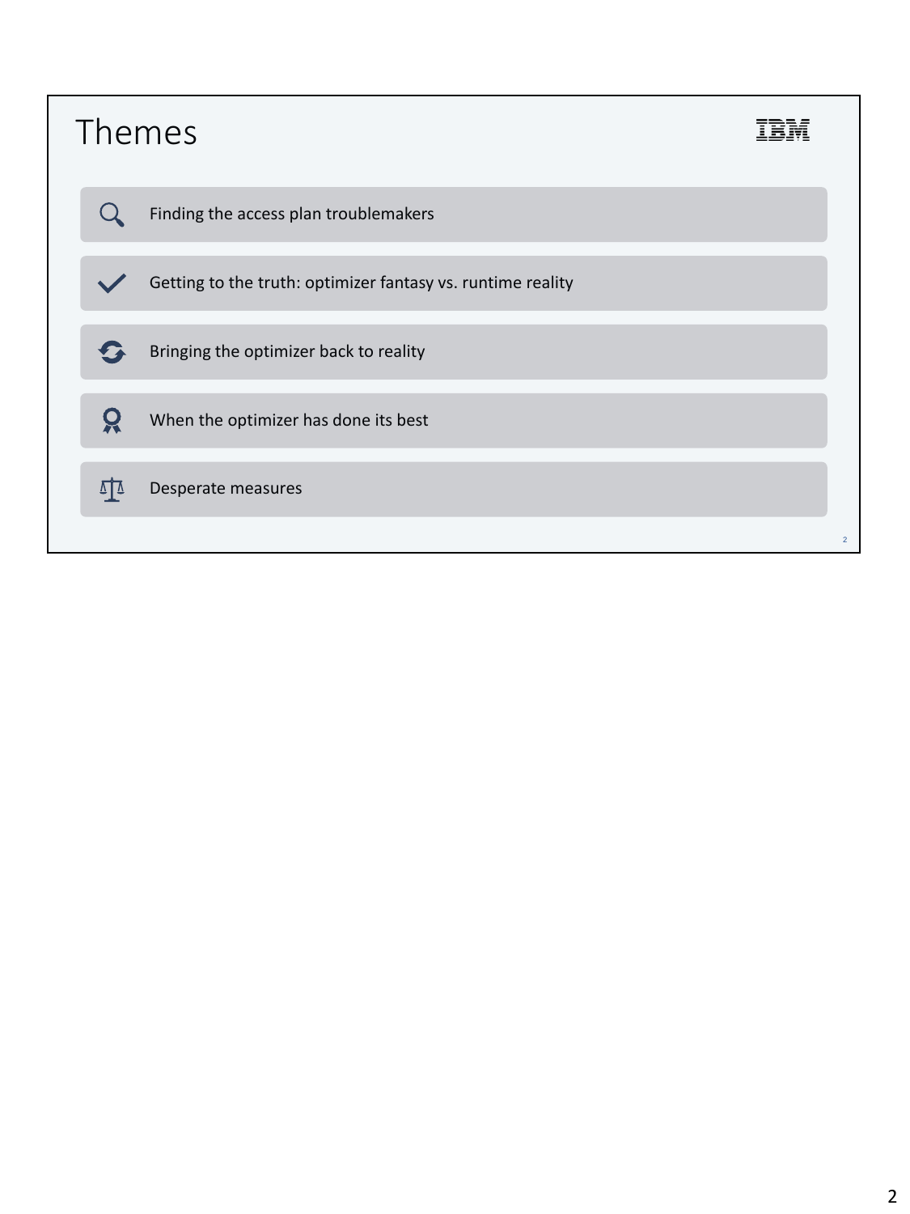# Themes

- Finding the access plan troublemakers
- Getting to the truth: optimizer fantasy vs. runtime reality
- Bringing the optimizer back to reality
- When the optimizer has done its best
- Desperate measures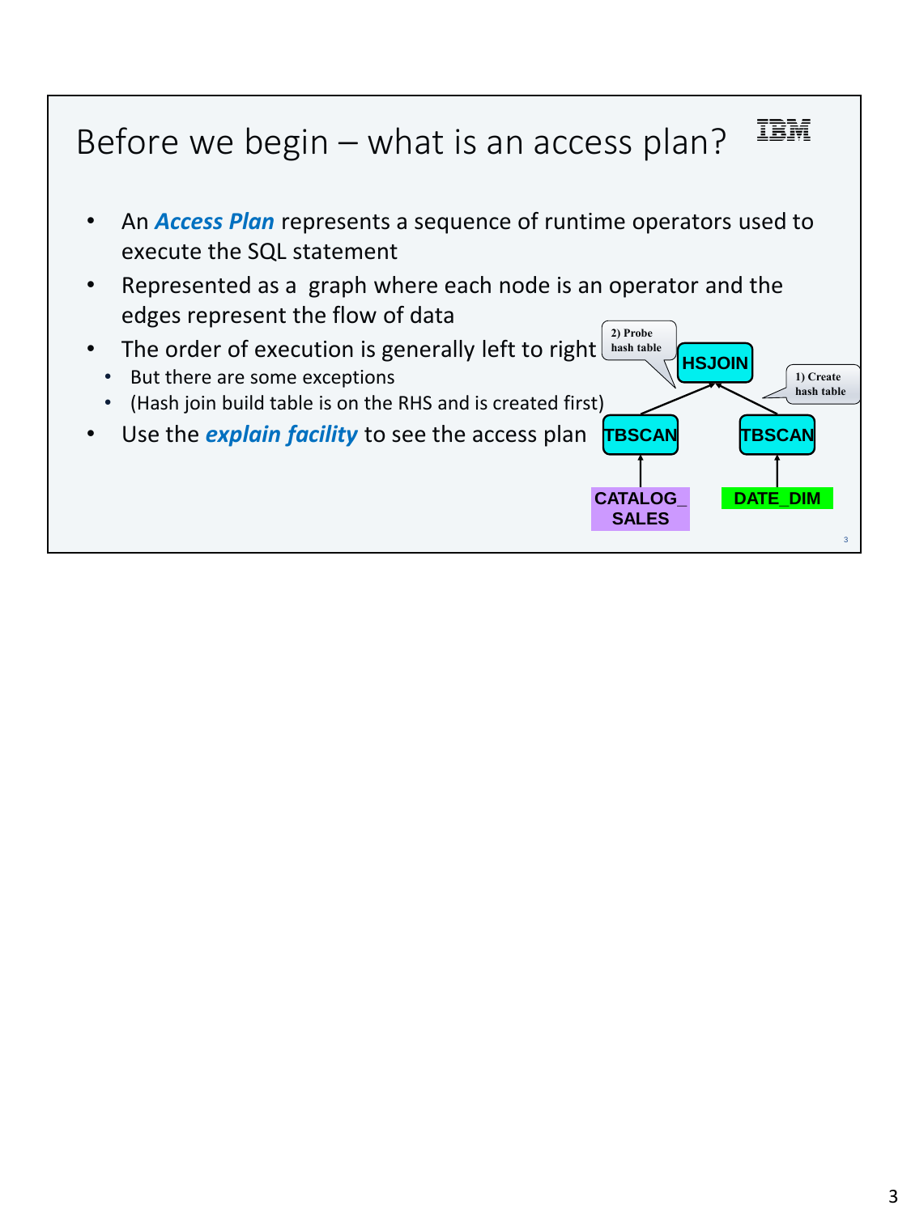# Before we begin – what is an access plan?

- An ***Access Plan*** represents a sequence of runtime operators used to execute the SQL statement
- Represented as a graph where each node is an operator and the edges represent the flow of data
- The order of execution is generally left to right
  - But there are some exceptions
  - (Hash join build table is on the RHS and is created first)
- Use the ***explain facility*** to see the access plan

2) Probe hash table

HSJOIN

1) Create hash table

TBSCAN

TBSCAN

CATALOG_SALES

DATE_DIM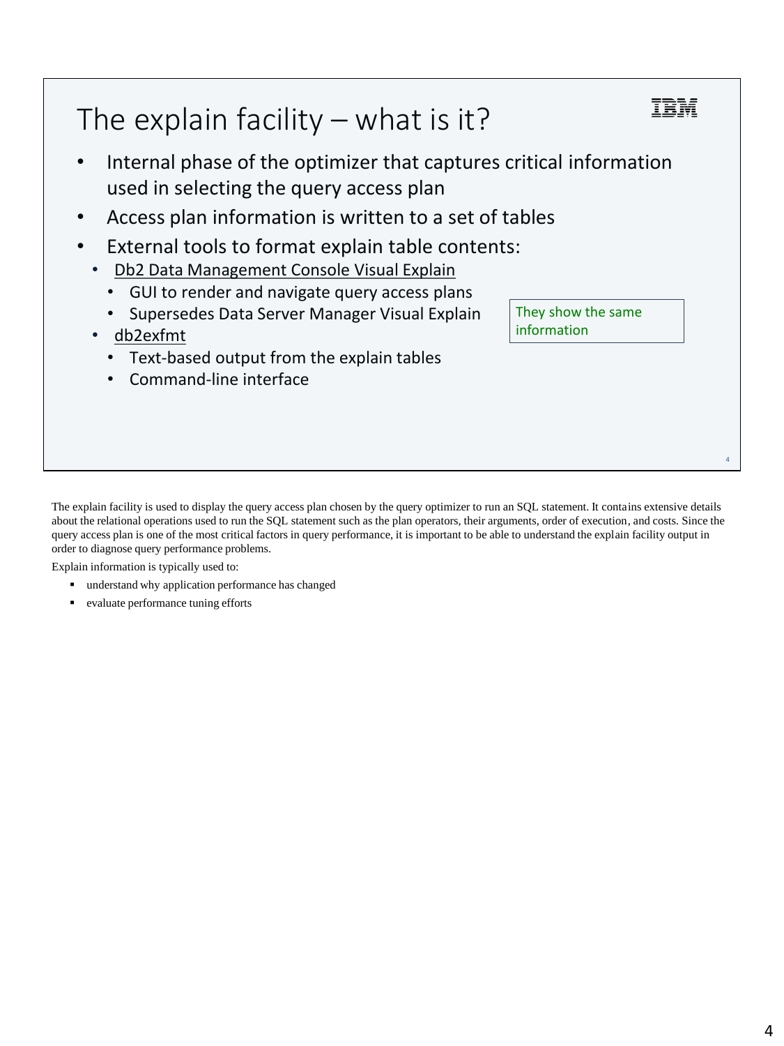# The explain facility – what is it?

- Internal phase of the optimizer that captures critical information used in selecting the query access plan
- Access plan information is written to a set of tables
- External tools to format explain table contents:
  - Db2 Data Management Console Visual Explain
    - GUI to render and navigate query access plans
    - Supersedes Data Server Manager Visual Explain
  - db2exfmt
    - Text-based output from the explain tables
    - Command-line interface

They show the same information

The explain facility is used to display the query access plan chosen by the query optimizer to run an SQL statement. It contains extensive details about the relational operations used to run the SQL statement such as the plan operators, their arguments, order of execution, and costs. Since the query access plan is one of the most critical factors in query performance, it is important to be able to understand the explain facility output in order to diagnose query performance problems.

Explain information is typically used to:

- understand why application performance has changed
- evaluate performance tuning efforts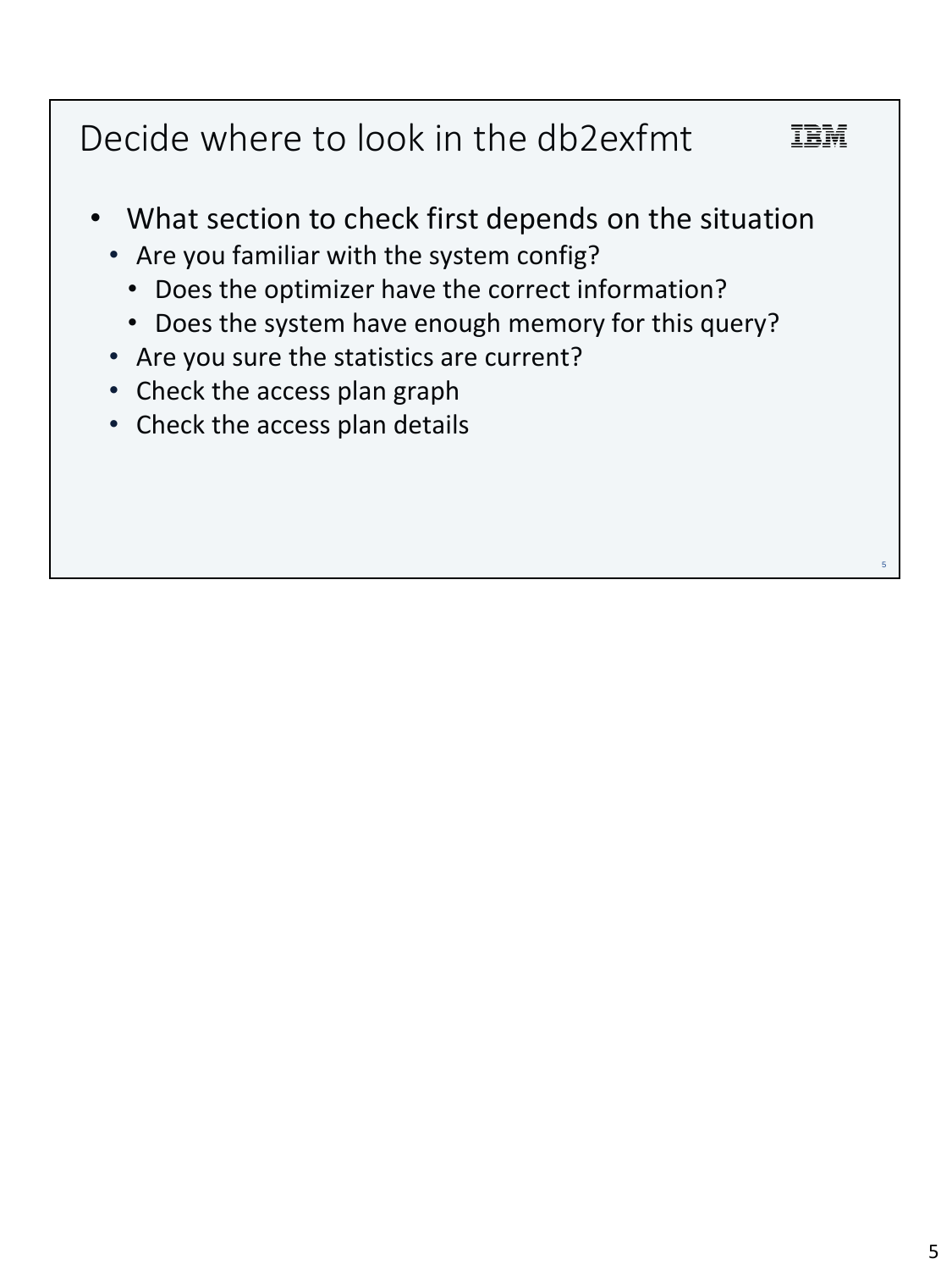# Decide where to look in the db2exfmt

- What section to check first depends on the situation
  - Are you familiar with the system config?
    - Does the optimizer have the correct information?
    - Does the system have enough memory for this query?
  - Are you sure the statistics are current?
  - Check the access plan graph
  - Check the access plan details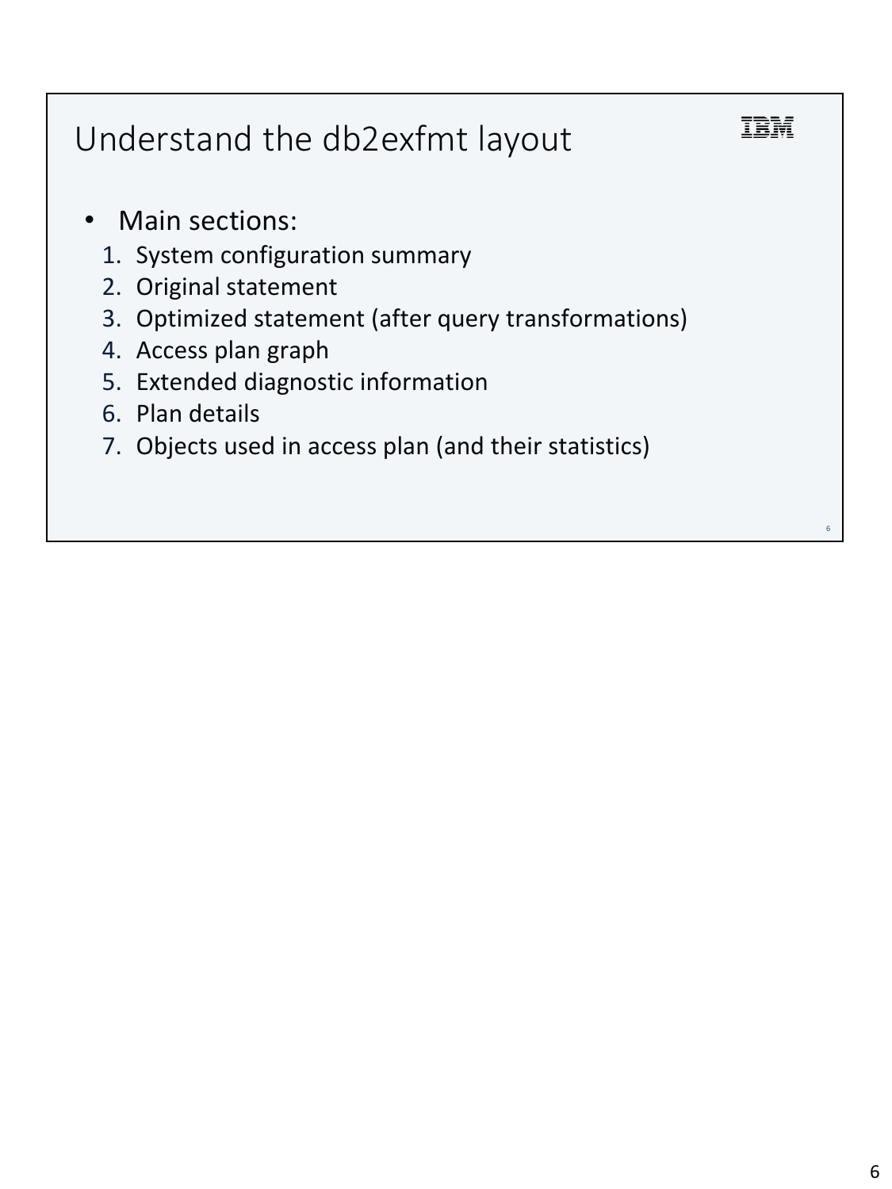# Understand the db2exfmt layout

- Main sections:
  1. System configuration summary
  2. Original statement
  3. Optimized statement (after query transformations)
  4. Access plan graph
  5. Extended diagnostic information
  6. Plan details
  7. Objects used in access plan (and their statistics)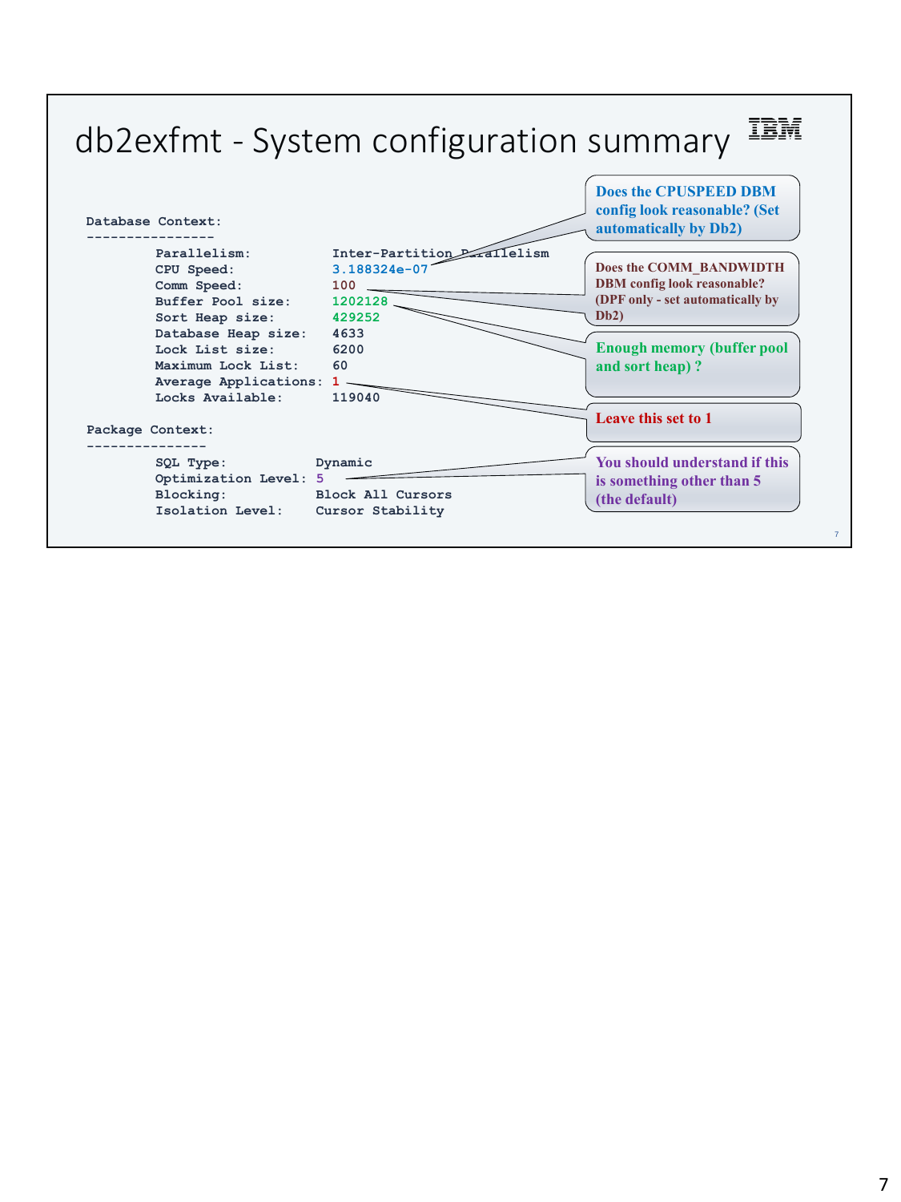# db2exfmt - System configuration summary

```
Database Context:
----------------
        Parallelism:          Inter-Partition Parallelism
        CPU Speed:            3.188324e-07
        Comm Speed:           100
        Buffer Pool size:     1202128
        Sort Heap size:       429252
        Database Heap size:   4633
        Lock List size:       6200
        Maximum Lock List:    60
        Average Applications: 1
        Locks Available:      119040

Package Context:
---------------
        SQL Type:           Dynamic
        Optimization Level: 5
        Blocking:           Block All Cursors
        Isolation Level:    Cursor Stability
```

**Does the CPUSPEED DBM config look reasonable? (Set automatically by Db2)**

**Does the COMM_BANDWIDTH DBM config look reasonable? (DPF only - set automatically by Db2)**

**Enough memory (buffer pool and sort heap) ?**

**Leave this set to 1**

**You should understand if this is something other than 5 (the default)**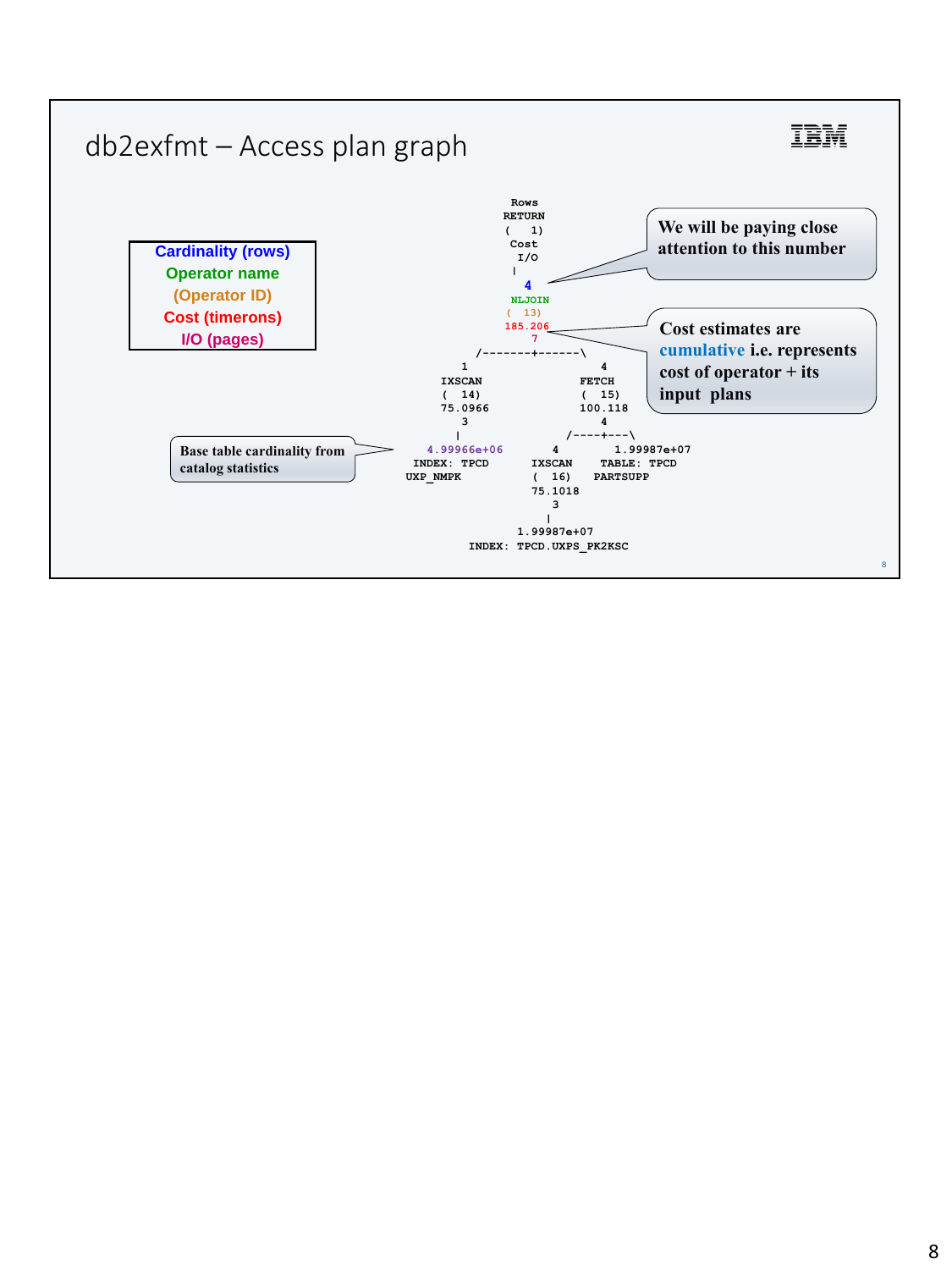# db2exfmt – Access plan graph

**Cardinality (rows)**
**Operator name**
**(Operator ID)**
**Cost (timerons)**
**I/O (pages)**

```
                 Rows
                RETURN
                (   1)
                 Cost
                  I/O
                  |
                  4
                NLJOIN
                (  13)
                185.206
                  7
         /--------+------\
        1                  4
     IXSCAN              FETCH
     (  14)              (  15)
     75.0966             100.118
        3                  4
        |              /----+---\
   4.99966e+06        4          1.99987e+07
 INDEX: TPCD       IXSCAN      TABLE: TPCD
UXP_NMPK           (  16)      PARTSUPP
                   75.1018
                      3
                      |
                 1.99987e+07
           INDEX: TPCD.UXPS_PK2KSC
```

We will be paying close attention to this number

Cost estimates are cumulative i.e. represents cost of operator + its input plans

Base table cardinality from catalog statistics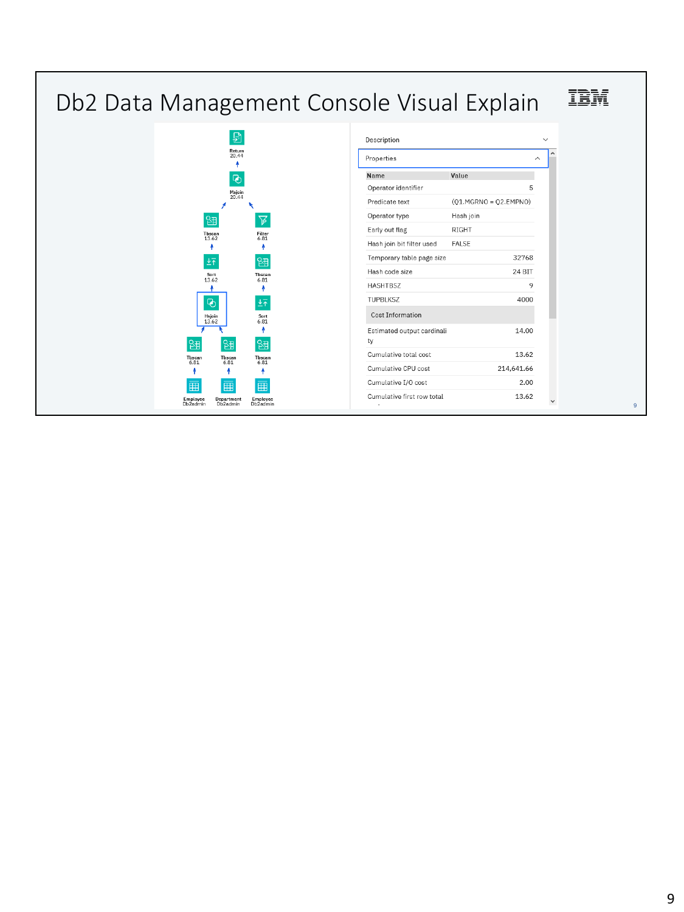# Db2 Data Management Console Visual Explain

Return
20.44

Msjoin
20.44

Tbscan
13.62

Filter
6.81

Sort
13.62

Tbscan
6.81

Hsjoin
13.62

Sort
6.81

Tbscan
6.81

Tbscan
6.81

Tbscan
6.81

Employee
Db2admin

Department
Db2admin

Employee
Db2admin

Description

Properties

| Name | Value |
|---|---|
| Operator identifier | 5 |
| Predicate text | (Q1.MGRNO = Q2.EMPNO) |
| Operator type | Hash join |
| Early out flag | RIGHT |
| Hash join bit filter used | FALSE |
| Temporary table page size | 32768 |
| Hash code size | 24 BIT |
| HASHTBSZ | 9 |
| TUPBLKSZ | 4000 |
| Cost Information | |
| Estimated output cardinality | 14.00 |
| Cumulative total cost | 13.62 |
| Cumulative CPU cost | 214,641.66 |
| Cumulative I/O cost | 2.00 |
| Cumulative first row total | 13.62 |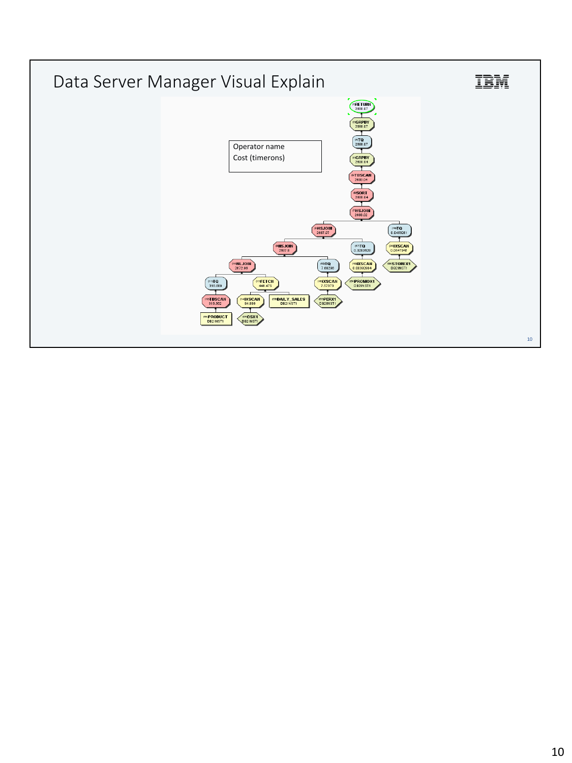# Data Server Manager Visual Explain

Operator name
Cost (timerons)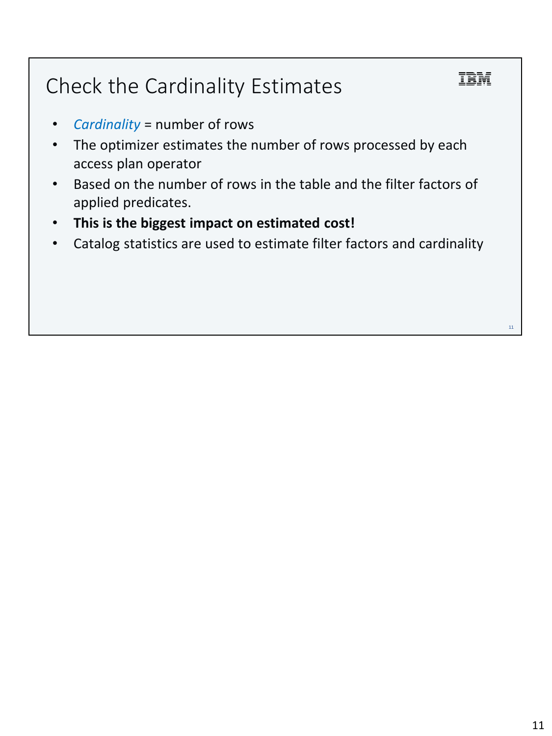# Check the Cardinality Estimates

- *Cardinality* = number of rows
- The optimizer estimates the number of rows processed by each access plan operator
- Based on the number of rows in the table and the filter factors of applied predicates.
- **This is the biggest impact on estimated cost!**
- Catalog statistics are used to estimate filter factors and cardinality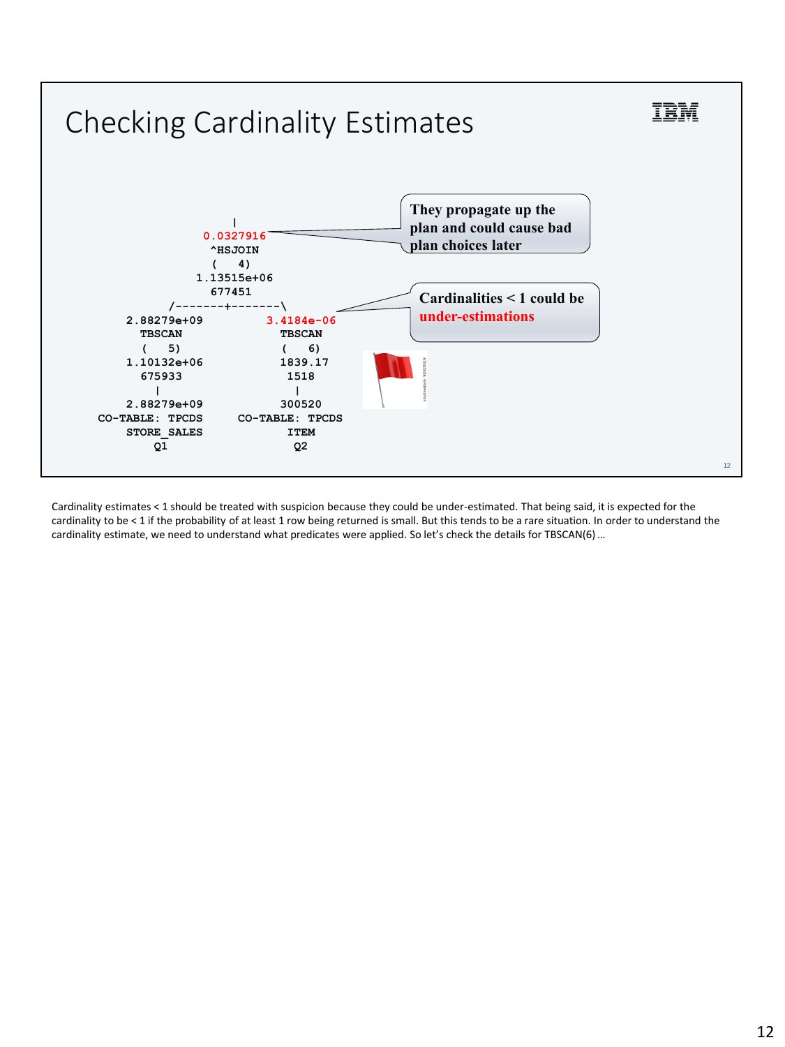# Checking Cardinality Estimates

```
                    |
                0.0327916
                 ^HSJOIN
                 (   4)
               1.13515e+06
                 677451
          /-------+-------\
   2.88279e+09          3.4184e-06
     TBSCAN               TBSCAN
     (   5)               (   6)
   1.10132e+06           1839.17
     675933                1518
       |                    |
   2.88279e+09            300520
CO-TABLE: TPCDS      CO-TABLE: TPCDS
   STORE_SALES             ITEM
       Q1                   Q2
```

They propagate up the plan and could cause bad plan choices later

Cardinalities < 1 could be **under-estimations**

Cardinality estimates < 1 should be treated with suspicion because they could be under-estimated. That being said, it is expected for the cardinality to be < 1 if the probability of at least 1 row being returned is small. But this tends to be a rare situation. In order to understand the cardinality estimate, we need to understand what predicates were applied. So let's check the details for TBSCAN(6) …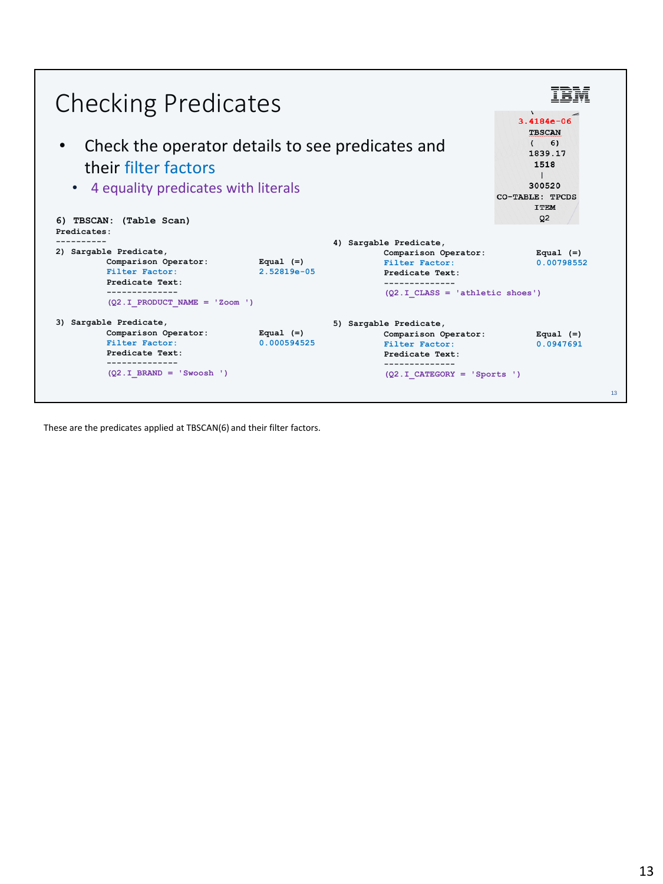# Checking Predicates

- Check the operator details to see predicates and their filter factors
  - 4 equality predicates with literals

```
                3.4184e-06
                  TBSCAN
                  (   6)
                  1839.17
                   1518
                    |
                  300520
            CO-TABLE: TPCDS
                   ITEM
                    Q2
```

```
6) TBSCAN: (Table Scan)
Predicates:
----------
2) Sargable Predicate,
        Comparison Operator:        Equal (=)
        Filter Factor:              2.52819e-05
        Predicate Text:
        --------------
        (Q2.I_PRODUCT_NAME = 'Zoom ')

3) Sargable Predicate,
        Comparison Operator:        Equal (=)
        Filter Factor:              0.000594525
        Predicate Text:
        --------------
        (Q2.I_BRAND = 'Swoosh ')

4) Sargable Predicate,
        Comparison Operator:        Equal (=)
        Filter Factor:              0.00798552
        Predicate Text:
        --------------
        (Q2.I_CLASS = 'athletic shoes')

5) Sargable Predicate,
        Comparison Operator:        Equal (=)
        Filter Factor:              0.0947691
        Predicate Text:
        --------------
        (Q2.I_CATEGORY = 'Sports ')
```

These are the predicates applied at TBSCAN(6) and their filter factors.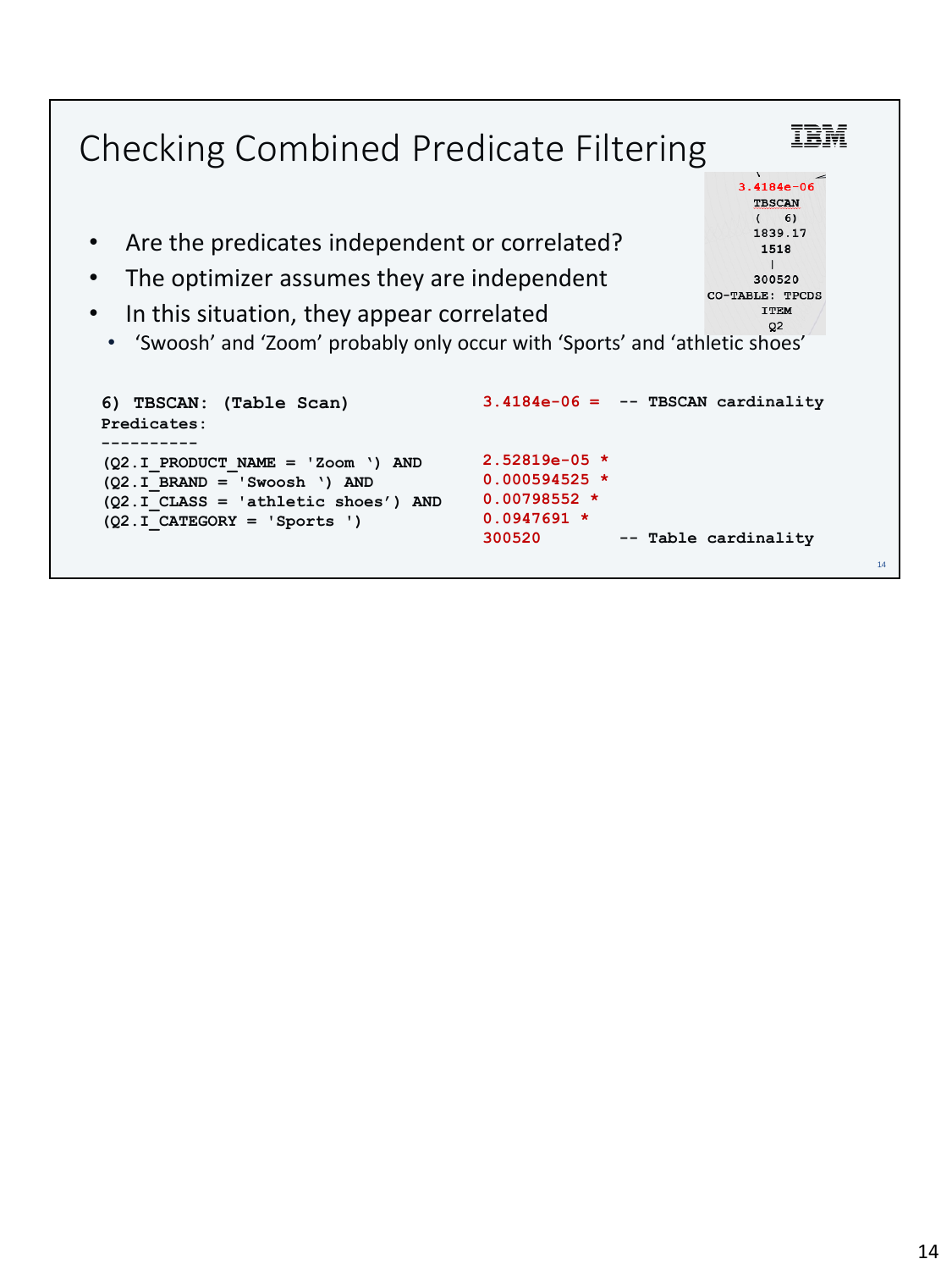# Checking Combined Predicate Filtering

```
 3.4184e-06
   TBSCAN
   (   6)
  1839.17
   1518
     |
  300520
CO-TABLE: TPCDS
   ITEM
    Q2
```

- Are the predicates independent or correlated?
- The optimizer assumes they are independent
- In this situation, they appear correlated
  - ‘Swoosh’ and ‘Zoom’ probably only occur with ‘Sports’ and ‘athletic shoes’

```
6) TBSCAN: (Table Scan)                3.4184e-06 =  -- TBSCAN cardinality
Predicates:
----------
(Q2.I_PRODUCT_NAME = 'Zoom ') AND      2.52819e-05 *
(Q2.I_BRAND = 'Swoosh ') AND           0.000594525 *
(Q2.I_CLASS = 'athletic shoes') AND    0.00798552 *
(Q2.I_CATEGORY = 'Sports ')            0.0947691 *
                                       300520        -- Table cardinality
```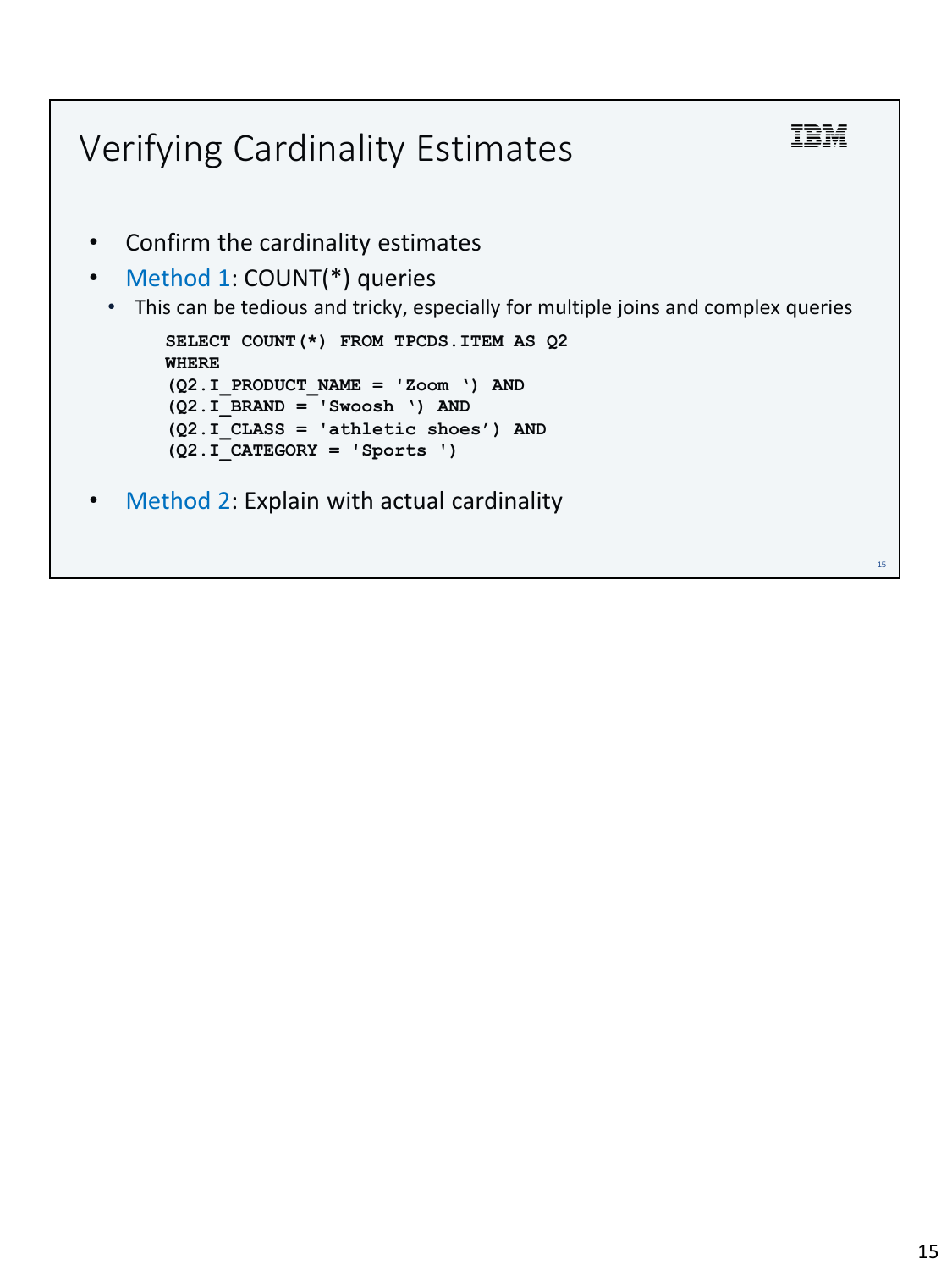# Verifying Cardinality Estimates

- Confirm the cardinality estimates
- Method 1: COUNT(*) queries
  - This can be tedious and tricky, especially for multiple joins and complex queries

```
SELECT COUNT(*) FROM TPCDS.ITEM AS Q2
WHERE
(Q2.I_PRODUCT_NAME = 'Zoom ‘) AND
(Q2.I_BRAND = 'Swoosh ‘) AND
(Q2.I_CLASS = 'athletic shoes’) AND
(Q2.I_CATEGORY = 'Sports ')
```

- Method 2: Explain with actual cardinality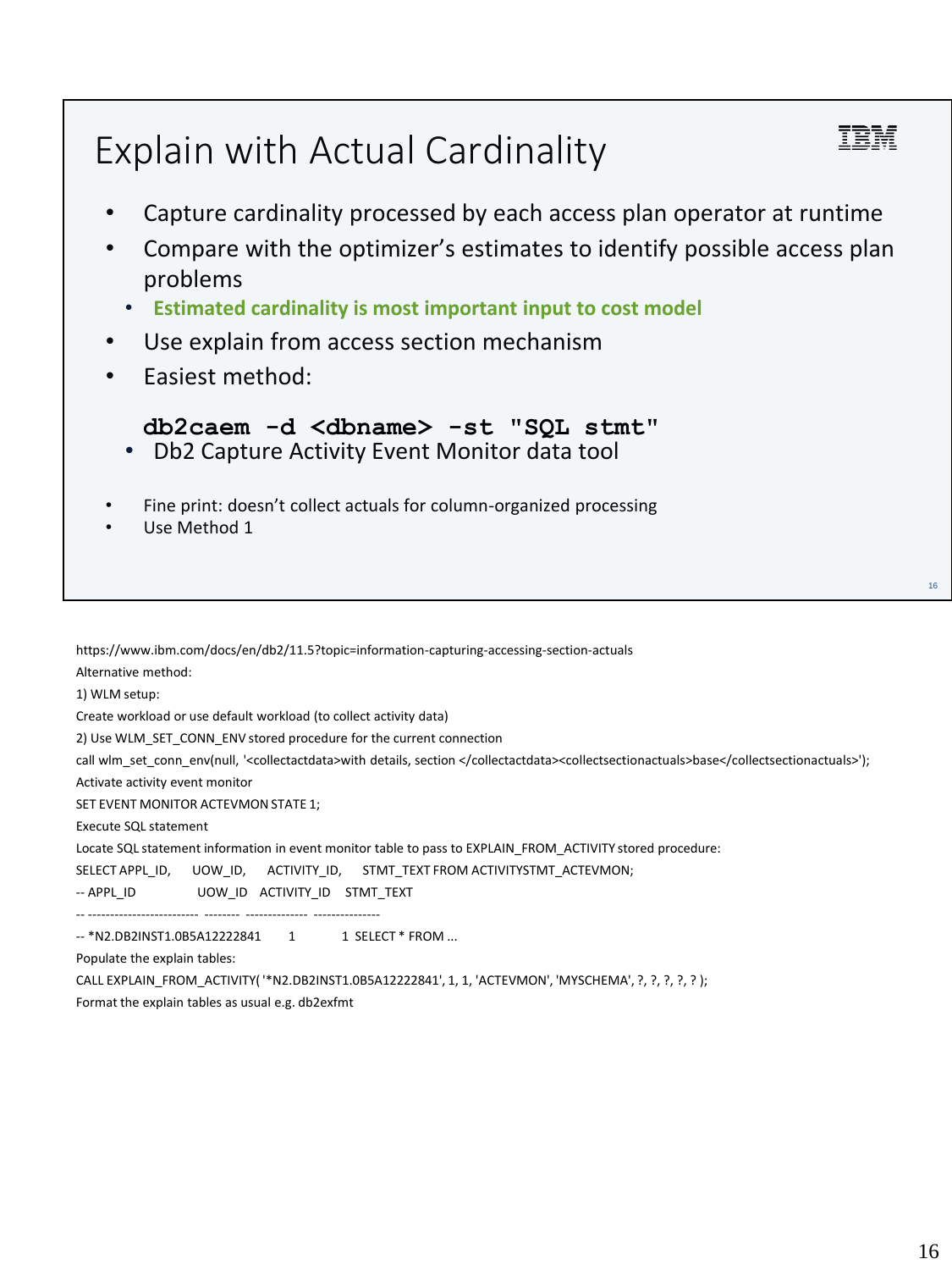# Explain with Actual Cardinality

- Capture cardinality processed by each access plan operator at runtime
- Compare with the optimizer's estimates to identify possible access plan problems
  - **Estimated cardinality is most important input to cost model**
- Use explain from access section mechanism
- Easiest method:

```
db2caem -d <dbname> -st "SQL stmt"
```

  - Db2 Capture Activity Event Monitor data tool

- Fine print: doesn't collect actuals for column-organized processing
- Use Method 1

https://www.ibm.com/docs/en/db2/11.5?topic=information-capturing-accessing-section-actuals

Alternative method:

1) WLM setup:

Create workload or use default workload (to collect activity data)

2) Use WLM_SET_CONN_ENV stored procedure for the current connection

call wlm_set_conn_env(null, '<collectactdata>with details, section </collectactdata><collectsectionactuals>base</collectsectionactuals>');

Activate activity event monitor

SET EVENT MONITOR ACTEVMON STATE 1;

Execute SQL statement

Locate SQL statement information in event monitor table to pass to EXPLAIN_FROM_ACTIVITY stored procedure:

```
SELECT APPL_ID,      UOW_ID,      ACTIVITY_ID,      STMT_TEXT FROM ACTIVITYSTMT_ACTEVMON;
-- APPL_ID                  UOW_ID   ACTIVITY_ID    STMT_TEXT
-- ------------------------ -------- -------------- ---------------
-- *N2.DB2INST1.0B5A12222841        1           1  SELECT * FROM ...
```

Populate the explain tables:

CALL EXPLAIN_FROM_ACTIVITY( '*N2.DB2INST1.0B5A12222841', 1, 1, 'ACTEVMON', 'MYSCHEMA', ?, ?, ?, ?, ? );

Format the explain tables as usual e.g. db2exfmt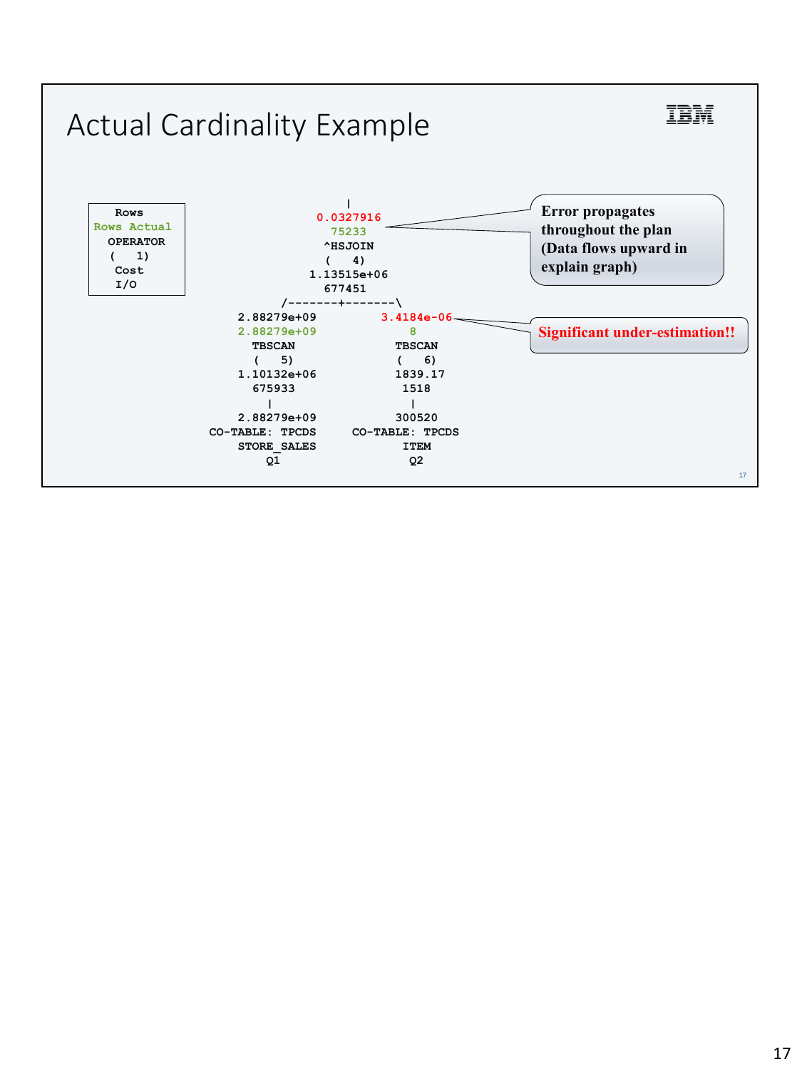# Actual Cardinality Example

```
 Rows
 Rows Actual
 OPERATOR
 (   1)
 Cost
 I/O
```

```
                      |
                  0.0327916
                    75233
                   ^HSJOIN
                   (   4)
                 1.13515e+06
                   677451
             /-------+-------\
     2.88279e+09           3.4184e-06
     2.88279e+09               8
       TBSCAN               TBSCAN
       (   5)               (   6)
     1.10132e+06            1839.17
       675933                 1518
         |                     |
     2.88279e+09             300520
  CO-TABLE: TPCDS       CO-TABLE: TPCDS
     STORE_SALES              ITEM
         Q1                    Q2
```

**Error propagates throughout the plan (Data flows upward in explain graph)**

**Significant under-estimation!!**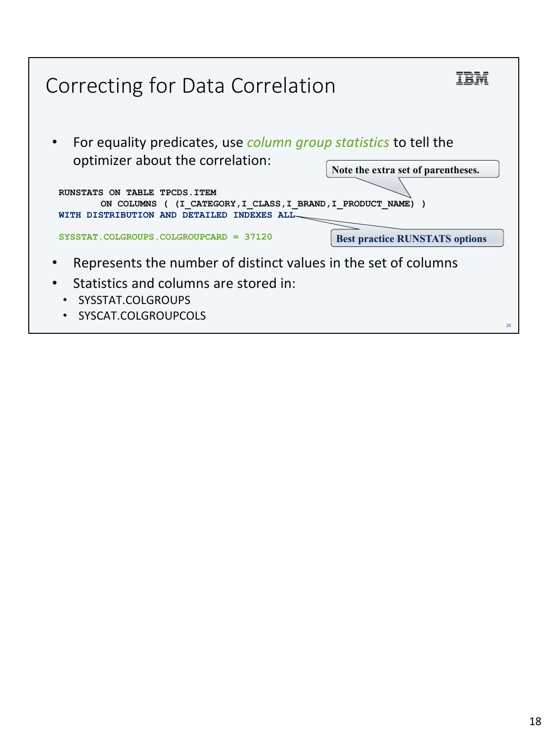# Correcting for Data Correlation

- For equality predicates, use *column group statistics* to tell the optimizer about the correlation:

Note the extra set of parentheses.

```
RUNSTATS ON TABLE TPCDS.ITEM
       ON COLUMNS ( (I_CATEGORY,I_CLASS,I_BRAND,I_PRODUCT_NAME) )
WITH DISTRIBUTION AND DETAILED INDEXES ALL

SYSSTAT.COLGROUPS.COLGROUPCARD = 37120
```

**Best practice RUNSTATS options**

- Represents the number of distinct values in the set of columns
- Statistics and columns are stored in:
  - SYSSTAT.COLGROUPS
  - SYSCAT.COLGROUPCOLS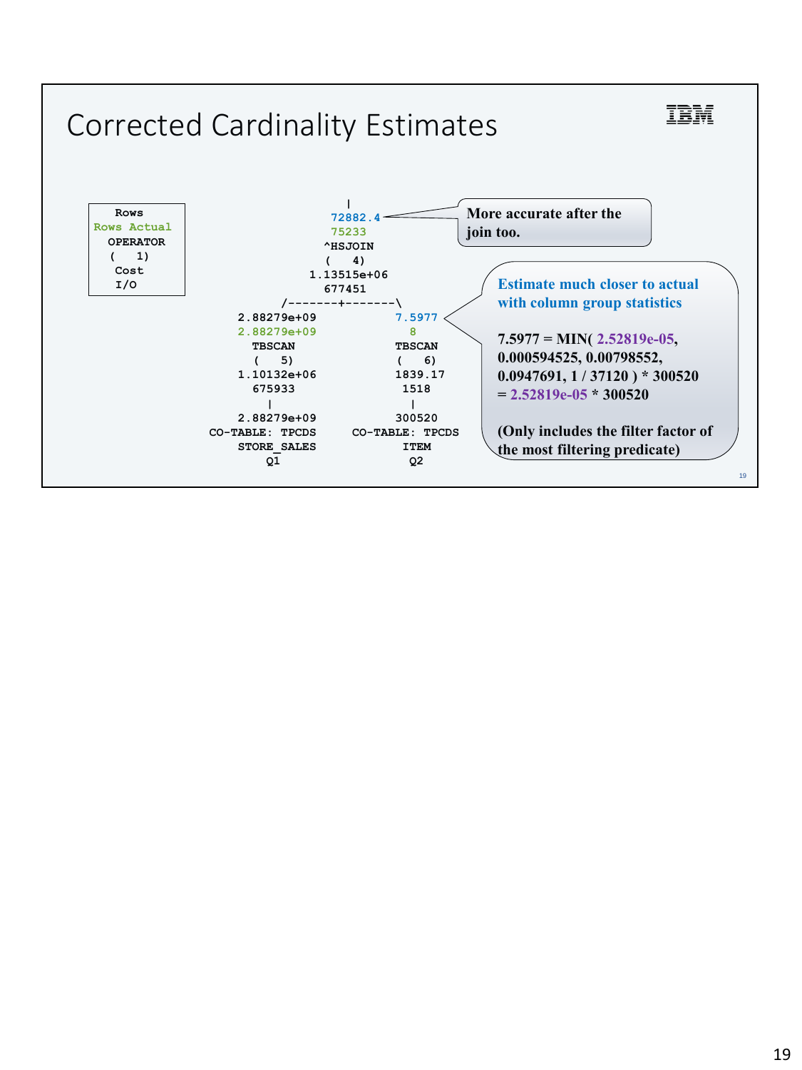# Corrected Cardinality Estimates

```
 Rows
Rows Actual
 OPERATOR
 (   1)
  Cost
  I/O
```

```
                          |
                       72882.4
                        75233
                       ^HSJOIN
                       (   4)
                     1.13515e+06
                       677451
                /-------+-------\
        2.88279e+09              7.5977
        2.88279e+09                 8
          TBSCAN                 TBSCAN
          (   5)                 (   6)
        1.10132e+06              1839.17
          675933                  1518
            |                      |
        2.88279e+09              300520
    CO-TABLE: TPCDS         CO-TABLE: TPCDS
       STORE_SALES               ITEM
           Q1                     Q2
```

More accurate after the join too.

Estimate much closer to actual with column group statistics

7.5977 = MIN( 2.52819e-05, 0.000594525, 0.00798552, 0.0947691, 1 / 37120 ) * 300520 = 2.52819e-05 * 300520

(Only includes the filter factor of the most filtering predicate)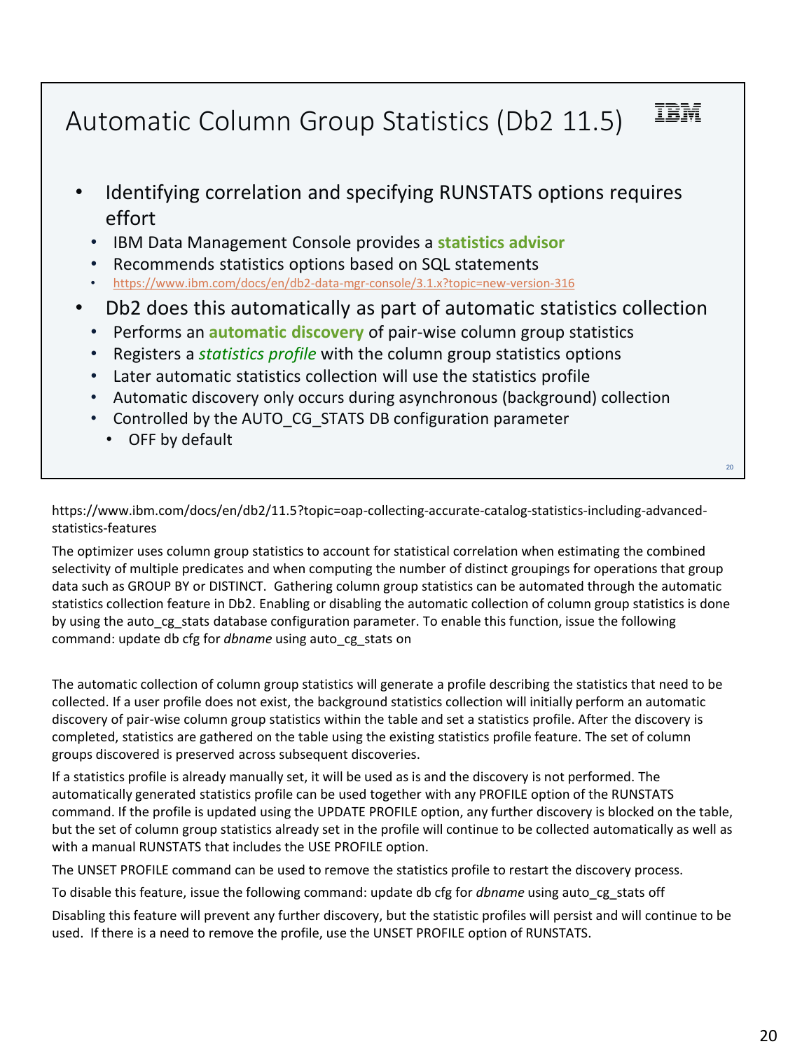# Automatic Column Group Statistics (Db2 11.5)

- Identifying correlation and specifying RUNSTATS options requires effort
  - IBM Data Management Console provides a **statistics advisor**
  - Recommends statistics options based on SQL statements
  - https://www.ibm.com/docs/en/db2-data-mgr-console/3.1.x?topic=new-version-316
- Db2 does this automatically as part of automatic statistics collection
  - Performs an **automatic discovery** of pair-wise column group statistics
  - Registers a *statistics profile* with the column group statistics options
  - Later automatic statistics collection will use the statistics profile
  - Automatic discovery only occurs during asynchronous (background) collection
  - Controlled by the AUTO_CG_STATS DB configuration parameter
    - OFF by default

https://www.ibm.com/docs/en/db2/11.5?topic=oap-collecting-accurate-catalog-statistics-including-advanced-statistics-features

The optimizer uses column group statistics to account for statistical correlation when estimating the combined selectivity of multiple predicates and when computing the number of distinct groupings for operations that group data such as GROUP BY or DISTINCT. Gathering column group statistics can be automated through the automatic statistics collection feature in Db2. Enabling or disabling the automatic collection of column group statistics is done by using the auto_cg_stats database configuration parameter. To enable this function, issue the following command: update db cfg for *dbname* using auto_cg_stats on

The automatic collection of column group statistics will generate a profile describing the statistics that need to be collected. If a user profile does not exist, the background statistics collection will initially perform an automatic discovery of pair-wise column group statistics within the table and set a statistics profile. After the discovery is completed, statistics are gathered on the table using the existing statistics profile feature. The set of column groups discovered is preserved across subsequent discoveries.

If a statistics profile is already manually set, it will be used as is and the discovery is not performed. The automatically generated statistics profile can be used together with any PROFILE option of the RUNSTATS command. If the profile is updated using the UPDATE PROFILE option, any further discovery is blocked on the table, but the set of column group statistics already set in the profile will continue to be collected automatically as well as with a manual RUNSTATS that includes the USE PROFILE option.

The UNSET PROFILE command can be used to remove the statistics profile to restart the discovery process.

To disable this feature, issue the following command: update db cfg for *dbname* using auto_cg_stats off

Disabling this feature will prevent any further discovery, but the statistic profiles will persist and will continue to be used. If there is a need to remove the profile, use the UNSET PROFILE option of RUNSTATS.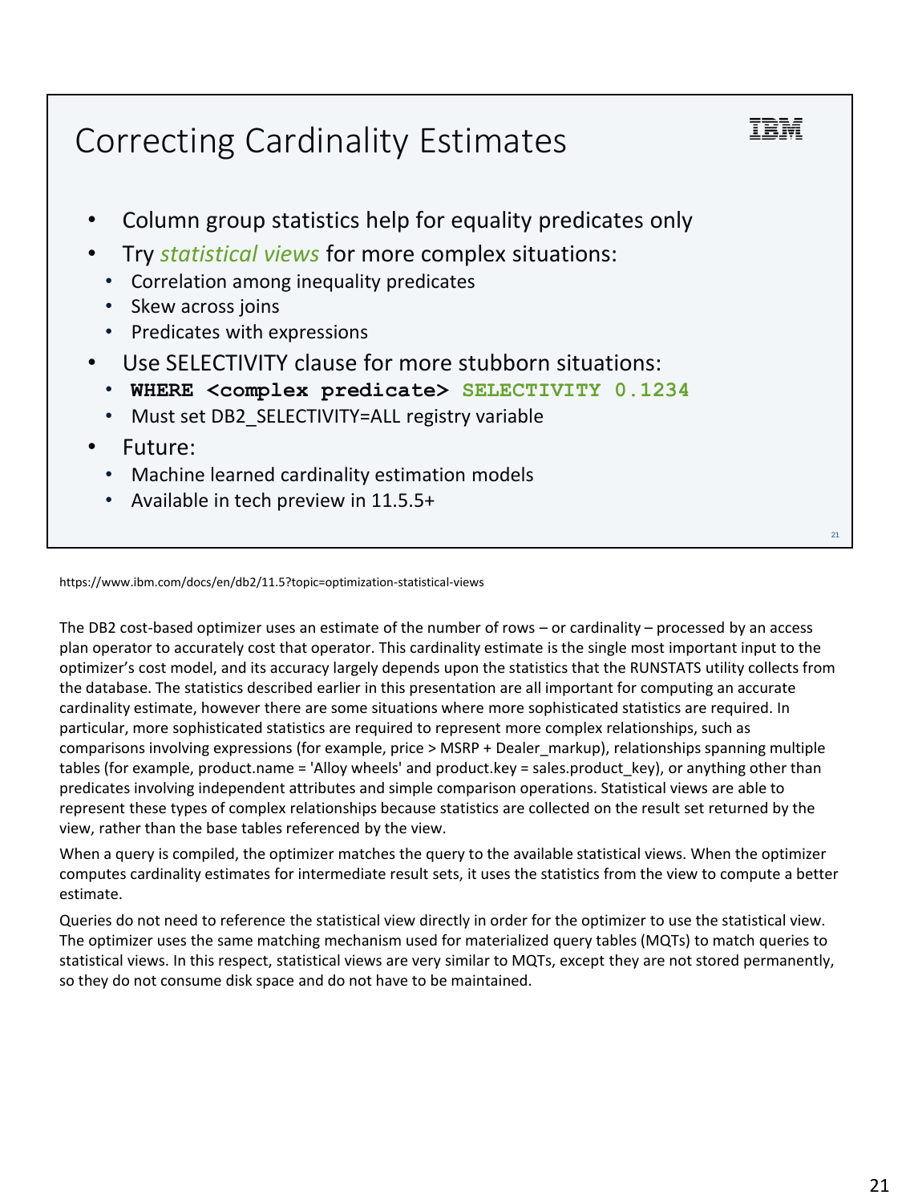# Correcting Cardinality Estimates

- Column group statistics help for equality predicates only
- Try *statistical views* for more complex situations:
  - Correlation among inequality predicates
  - Skew across joins
  - Predicates with expressions
- Use SELECTIVITY clause for more stubborn situations:
  - `WHERE <complex predicate> SELECTIVITY 0.1234`
  - Must set DB2_SELECTIVITY=ALL registry variable
- Future:
  - Machine learned cardinality estimation models
  - Available in tech preview in 11.5.5+

https://www.ibm.com/docs/en/db2/11.5?topic=optimization-statistical-views

The DB2 cost-based optimizer uses an estimate of the number of rows – or cardinality – processed by an access plan operator to accurately cost that operator. This cardinality estimate is the single most important input to the optimizer's cost model, and its accuracy largely depends upon the statistics that the RUNSTATS utility collects from the database. The statistics described earlier in this presentation are all important for computing an accurate cardinality estimate, however there are some situations where more sophisticated statistics are required. In particular, more sophisticated statistics are required to represent more complex relationships, such as comparisons involving expressions (for example, price > MSRP + Dealer_markup), relationships spanning multiple tables (for example, product.name = 'Alloy wheels' and product.key = sales.product_key), or anything other than predicates involving independent attributes and simple comparison operations. Statistical views are able to represent these types of complex relationships because statistics are collected on the result set returned by the view, rather than the base tables referenced by the view.

When a query is compiled, the optimizer matches the query to the available statistical views. When the optimizer computes cardinality estimates for intermediate result sets, it uses the statistics from the view to compute a better estimate.

Queries do not need to reference the statistical view directly in order for the optimizer to use the statistical view. The optimizer uses the same matching mechanism used for materialized query tables (MQTs) to match queries to statistical views. In this respect, statistical views are very similar to MQTs, except they are not stored permanently, so they do not consume disk space and do not have to be maintained.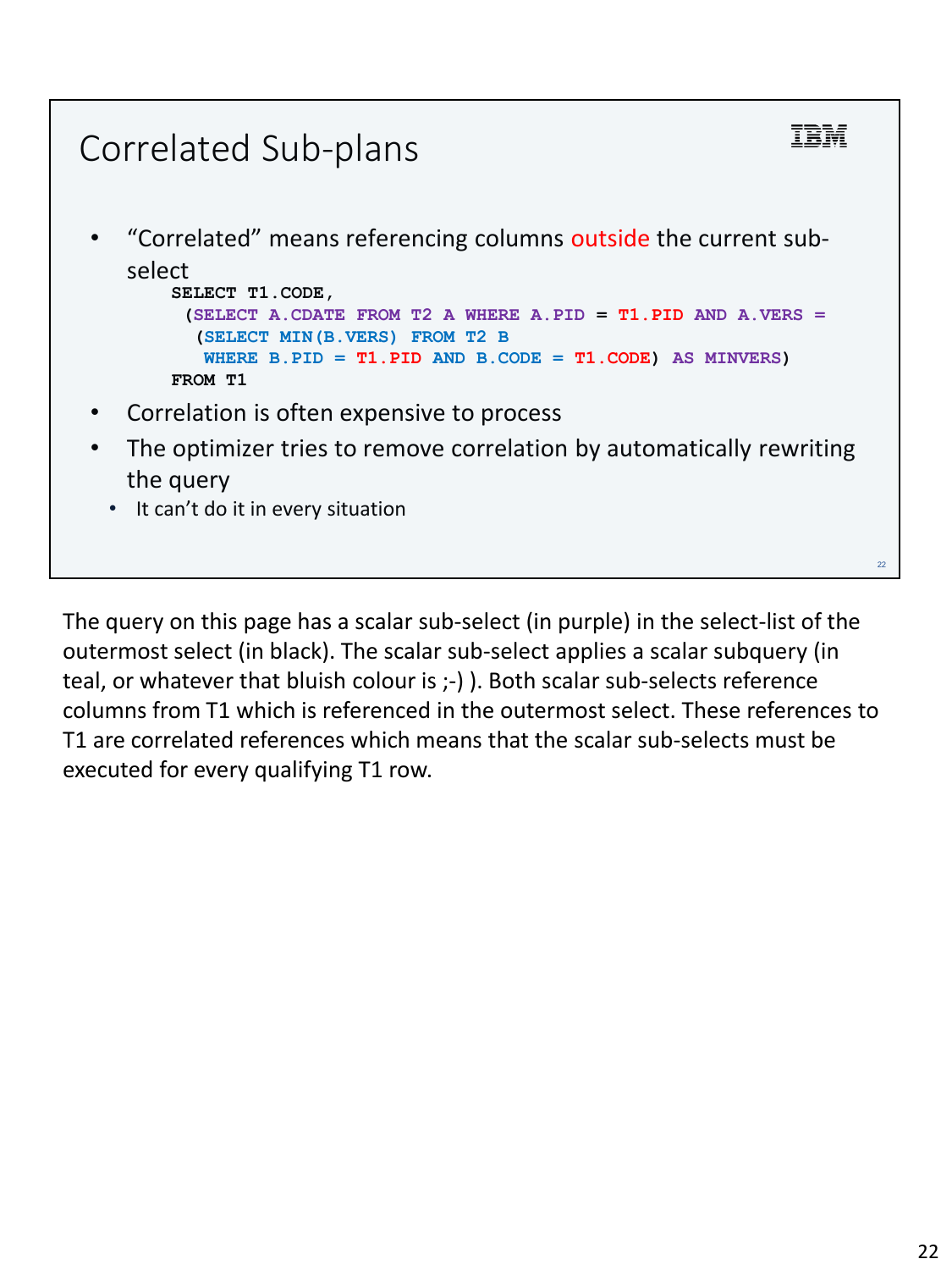# Correlated Sub-plans

- "Correlated" means referencing columns outside the current sub-select

```
SELECT T1.CODE,
 (SELECT A.CDATE FROM T2 A WHERE A.PID = T1.PID AND A.VERS =
  (SELECT MIN(B.VERS) FROM T2 B
   WHERE B.PID = T1.PID AND B.CODE = T1.CODE) AS MINVERS)
FROM T1
```

- Correlation is often expensive to process
- The optimizer tries to remove correlation by automatically rewriting the query
  - It can't do it in every situation

The query on this page has a scalar sub-select (in purple) in the select-list of the outermost select (in black). The scalar sub-select applies a scalar subquery (in teal, or whatever that bluish colour is ;-) ). Both scalar sub-selects reference columns from T1 which is referenced in the outermost select. These references to T1 are correlated references which means that the scalar sub-selects must be executed for every qualifying T1 row.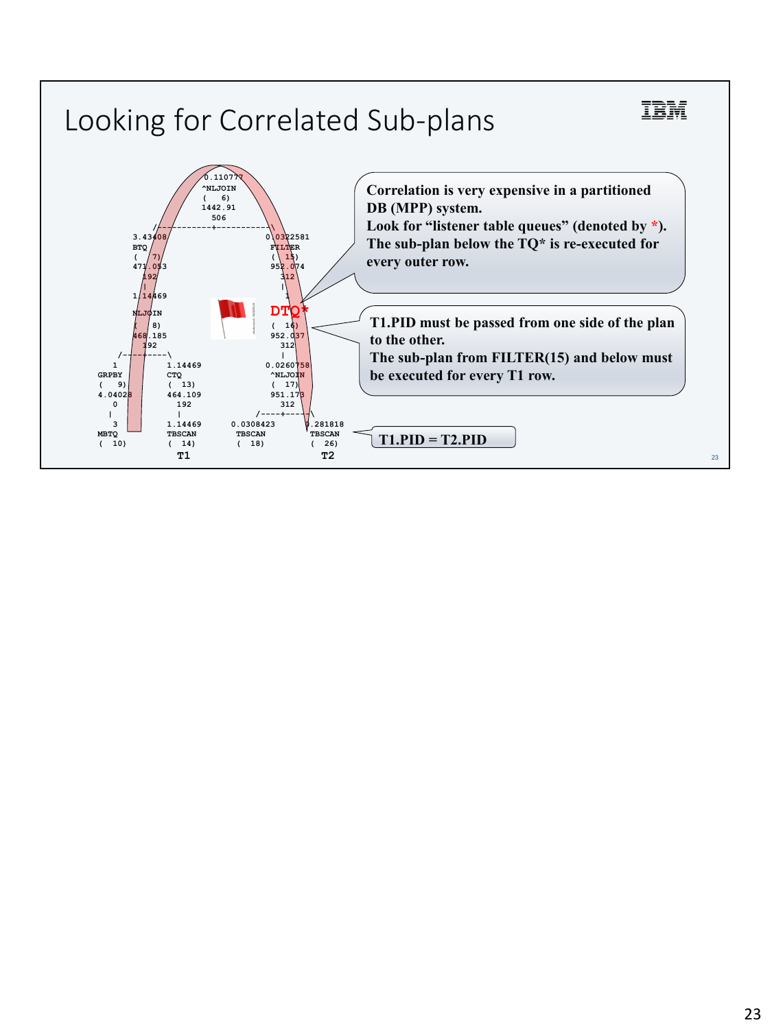# Looking for Correlated Sub-plans

```
                          0.110777
                          ^NLJOIN
                          (   6)
                          1442.91
                            506
                  /-----------+-----------\
          3.43408                          0.0322581
            BTQ                             FILTER
          (   7)                            (  15)
          471.053                           952.074
            192                               312
             |                                 |
          1.14469                              1
          NLJOIN                             DTQ*
          (   8)                            (  16)
          468.185                           952.037
            192                               312
      /-----+-----\                            |
     1            1.14469                  0.0260758
   GRPBY            CTQ                     ^NLJOIN
   (   9)         (  13)                    (  17)
   4.04028        464.109                   951.173
     0              192                       312
     |               |                  /-----+-----\
     3            1.14469         0.0308423      0.281818
   MBTQ           TBSCAN            TBSCAN        TBSCAN
   (  10)         (  14)            (  18)        (  26)
                    T1                              T2
```

**Correlation is very expensive in a partitioned DB (MPP) system.**
**Look for "listener table queues" (denoted by *).**
**The sub-plan below the TQ* is re-executed for every outer row.**

**T1.PID must be passed from one side of the plan to the other.**
**The sub-plan from FILTER(15) and below must be executed for every T1 row.**

**T1.PID = T2.PID**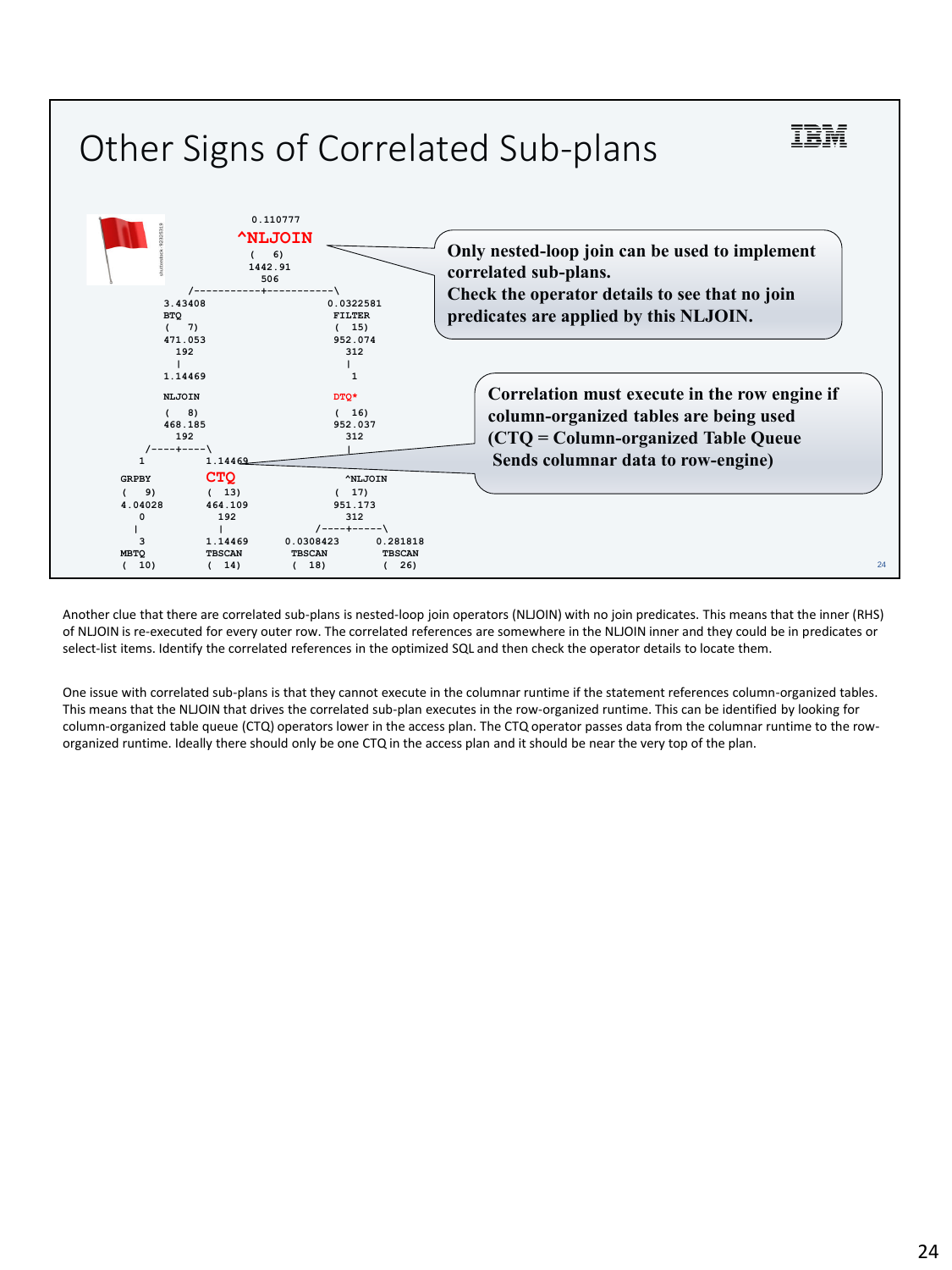# Other Signs of Correlated Sub-plans

```
                         0.110777
                         ^NLJOIN
                         (   6)
                         1442.91
                           506
             /-----------+-----------\
       3.43408                       0.0322581
       BTQ                           FILTER
       (   7)                        (  15)
       471.053                       952.074
         192                           312
          |                             |
       1.14469                          1
       NLJOIN                        DTQ*
       (   8)                        (  16)
       468.185                       952.037
         192                           312
     /----+----\                        |
    1        1.14469
GRPBY        CTQ                     ^NLJOIN
(   9)       (  13)                  (  17)
4.04028      464.109                 951.173
   0           192                     312
   |            |                 /----+-----\
   3         1.14469       0.0308423     0.281818
MBTQ         TBSCAN        TBSCAN        TBSCAN
(  10)       (  14)        (  18)        (  26)
```

**Only nested-loop join can be used to implement correlated sub-plans.**
**Check the operator details to see that no join predicates are applied by this NLJOIN.**

**Correlation must execute in the row engine if column-organized tables are being used**
**(CTQ = Column-organized Table Queue**
**Sends columnar data to row-engine)**

Another clue that there are correlated sub-plans is nested-loop join operators (NLJOIN) with no join predicates. This means that the inner (RHS) of NLJOIN is re-executed for every outer row. The correlated references are somewhere in the NLJOIN inner and they could be in predicates or select-list items. Identify the correlated references in the optimized SQL and then check the operator details to locate them.

One issue with correlated sub-plans is that they cannot execute in the columnar runtime if the statement references column-organized tables. This means that the NLJOIN that drives the correlated sub-plan executes in the row-organized runtime. This can be identified by looking for column-organized table queue (CTQ) operators lower in the access plan. The CTQ operator passes data from the columnar runtime to the row-organized runtime. Ideally there should only be one CTQ in the access plan and it should be near the very top of the plan.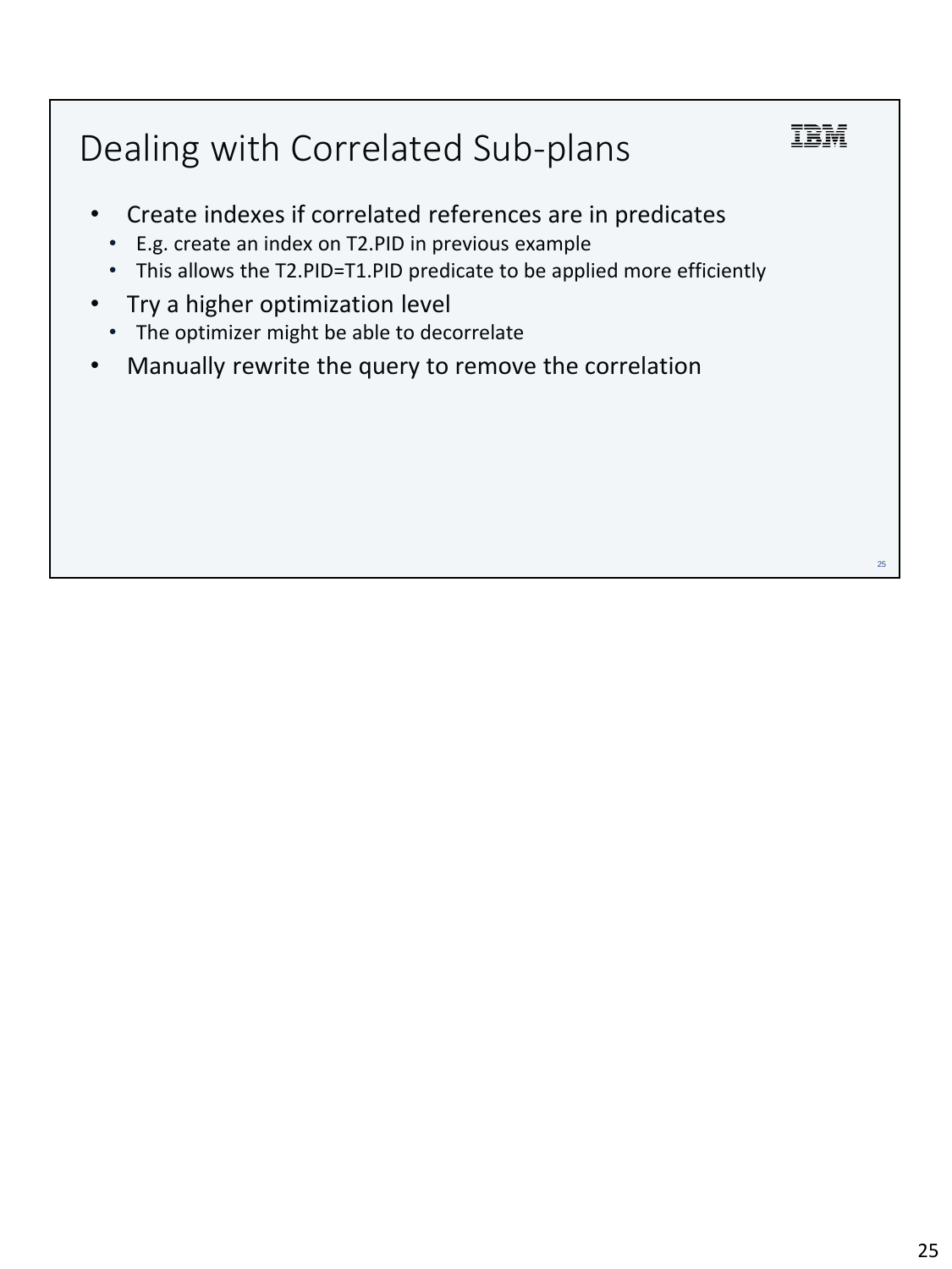# Dealing with Correlated Sub-plans

- Create indexes if correlated references are in predicates
  - E.g. create an index on T2.PID in previous example
  - This allows the T2.PID=T1.PID predicate to be applied more efficiently
- Try a higher optimization level
  - The optimizer might be able to decorrelate
- Manually rewrite the query to remove the correlation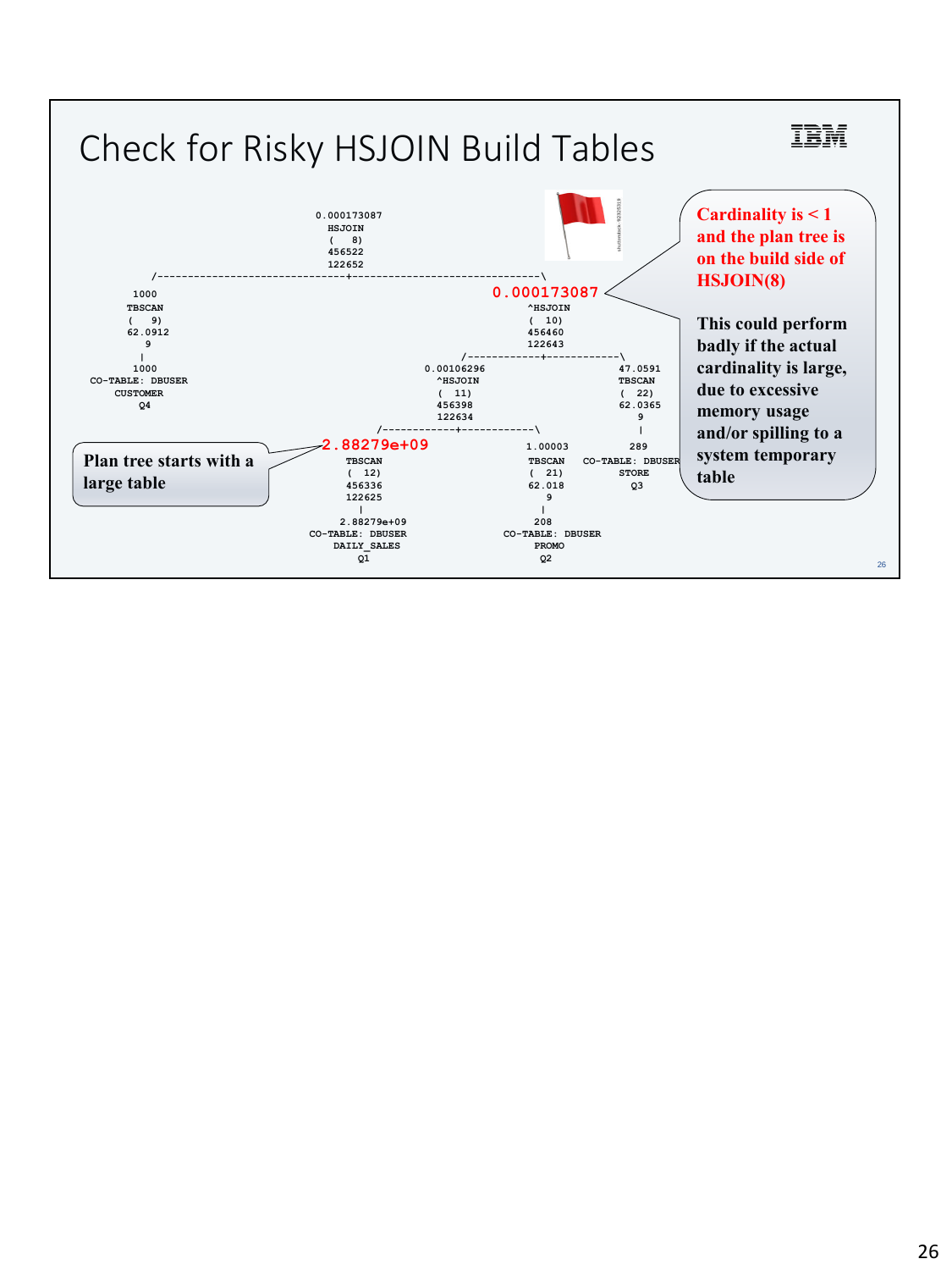# Check for Risky HSJOIN Build Tables

```
                          0.000173087
                            HSJOIN
                            (   8)
                            456522
                            122652
         /-----------------------------+-----------------------------\
      1000                                                     0.000173087
     TBSCAN                                                       ^HSJOIN
     (   9)                                                       (  10)
     62.0912                                                      456460
        9                                                         122643
        |                                           /-------------+------------\
      1000                                   0.00106296                      47.0591
CO-TABLE: DBUSER                              ^HSJOIN                         TBSCAN
    CUSTOMER                                  (  11)                          (  22)
       Q4                                     456398                          62.0365
                                              122634                             9
                                    /------------+------------\                  |
                             2.88279e+09                     1.00003            289
                               TBSCAN                        TBSCAN      CO-TABLE: DBUSER
                               (  12)                        (  21)            STORE
                               456336                        62.018             Q3
                               122625                           9
                                  |                             |
                             2.88279e+09                       208
                          CO-TABLE: DBUSER              CO-TABLE: DBUSER
                             DAILY_SALES                     PROMO
                                 Q1                            Q2
```

**Plan tree starts with a large table**

**Cardinality is < 1 and the plan tree is on the build side of HSJOIN(8)**

**This could perform badly if the actual cardinality is large, due to excessive memory usage and/or spilling to a system temporary table**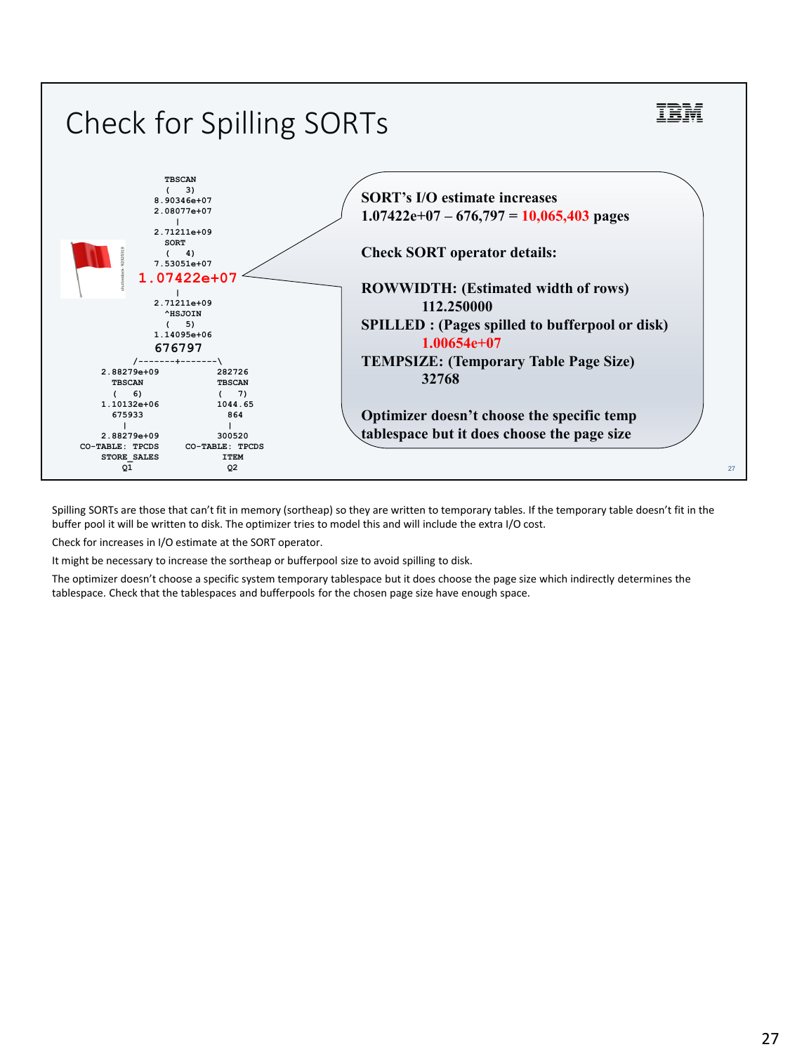# Check for Spilling SORTs

```
                TBSCAN
                (   3)
              8.90346e+07
              2.08077e+07
                  |
              2.71211e+09
                 SORT
                (   4)
              7.53051e+07
             1.07422e+07
                  |
              2.71211e+09
               ^HSJOIN
                (   5)
              1.14095e+06
                676797
          /-------+-------\
    2.88279e+09           282726
       TBSCAN             TBSCAN
       (   6)             (   7)
    1.10132e+06           1044.65
       675933               864
         |                   |
    2.88279e+09           300520
  CO-TABLE: TPCDS     CO-TABLE: TPCDS
     STORE_SALES           ITEM
         Q1                 Q2
```

**SORT's I/O estimate increases**
**1.07422e+07 – 676,797 = 10,065,403 pages**

**Check SORT operator details:**

**ROWWIDTH: (Estimated width of rows)**
**112.250000**
**SPILLED : (Pages spilled to bufferpool or disk)**
**1.00654e+07**
**TEMPSIZE: (Temporary Table Page Size)**
**32768**

**Optimizer doesn't choose the specific temp tablespace but it does choose the page size**

Spilling SORTs are those that can't fit in memory (sortheap) so they are written to temporary tables. If the temporary table doesn't fit in the buffer pool it will be written to disk. The optimizer tries to model this and will include the extra I/O cost.

Check for increases in I/O estimate at the SORT operator.

It might be necessary to increase the sortheap or bufferpool size to avoid spilling to disk.

The optimizer doesn't choose a specific system temporary tablespace but it does choose the page size which indirectly determines the tablespace. Check that the tablespaces and bufferpools for the chosen page size have enough space.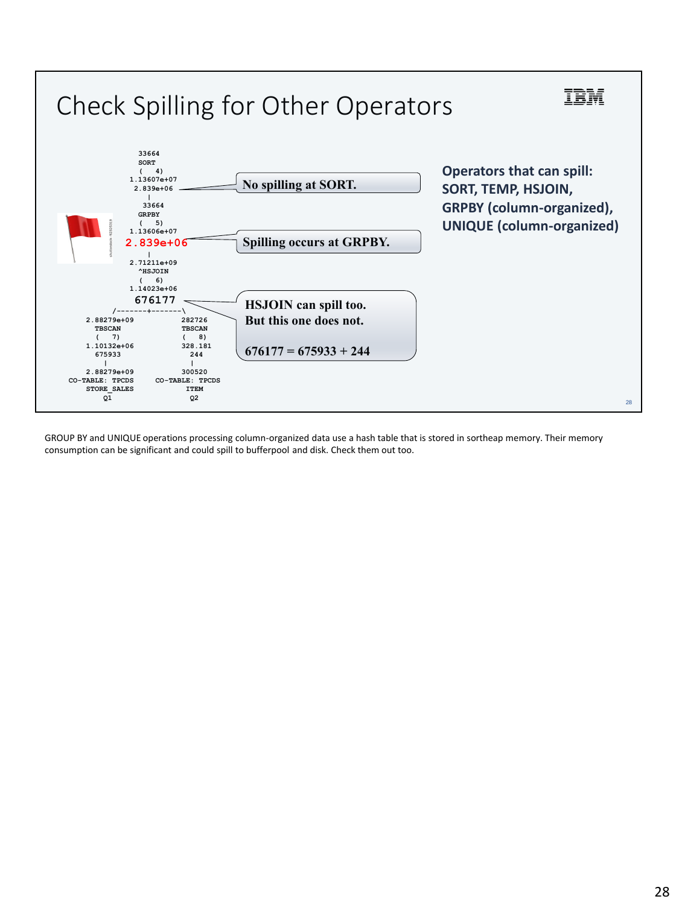# Check Spilling for Other Operators

```
              33664
              SORT
              (   4)
           1.13607e+07
            2.839e+06
               |
              33664
              GRPBY
              (   5)
           1.13606e+07
            2.839e+06
               |
           2.71211e+09
             ^HSJOIN
              (   6)
           1.14023e+06
             676177
          /-------+-------\
   2.88279e+09            282726
     TBSCAN               TBSCAN
     (   7)               (   8)
   1.10132e+06            328.181
     675933                 244
       |                     |
   2.88279e+09            300520
 CO-TABLE: TPCDS     CO-TABLE: TPCDS
   STORE_SALES             ITEM
       Q1                   Q2
```

No spilling at SORT.

Spilling occurs at GRPBY.

HSJOIN can spill too.
But this one does not.

676177 = 675933 + 244

**Operators that can spill: SORT, TEMP, HSJOIN, GRPBY (column-organized), UNIQUE (column-organized)**

GROUP BY and UNIQUE operations processing column-organized data use a hash table that is stored in sortheap memory. Their memory consumption can be significant and could spill to bufferpool and disk. Check them out too.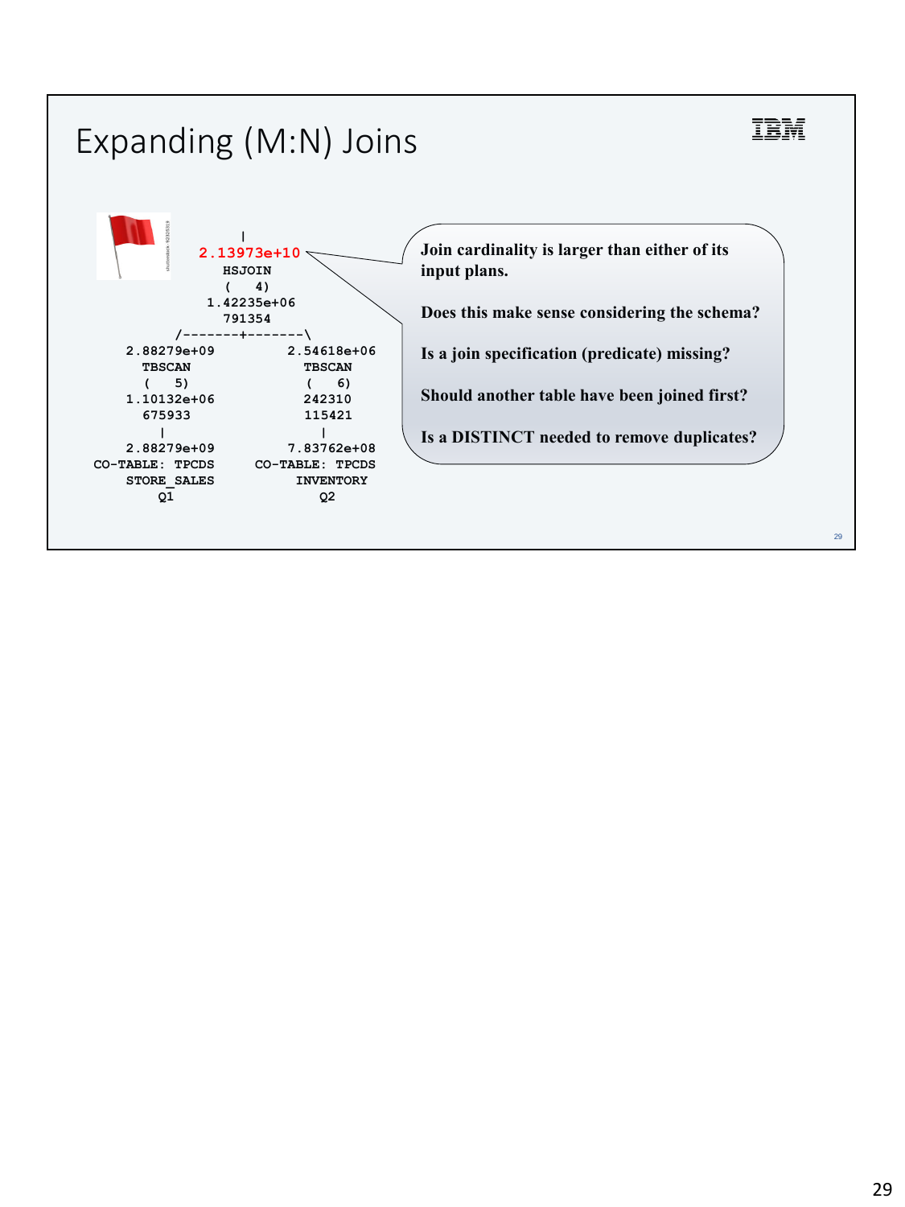# Expanding (M:N) Joins

```
                       |
                  2.13973e+10
                    HSJOIN
                    (   4)
                  1.42235e+06
                    791354
              /-------+-------\
       2.88279e+09          2.54618e+06
         TBSCAN               TBSCAN
         (   5)               (   6)
       1.10132e+06            242310
         675933               115421
           |                    |
       2.88279e+09          7.83762e+08
    CO-TABLE: TPCDS      CO-TABLE: TPCDS
       STORE_SALES          INVENTORY
           Q1                   Q2
```

**Join cardinality is larger than either of its input plans.**

**Does this make sense considering the schema?**

**Is a join specification (predicate) missing?**

**Should another table have been joined first?**

**Is a DISTINCT needed to remove duplicates?**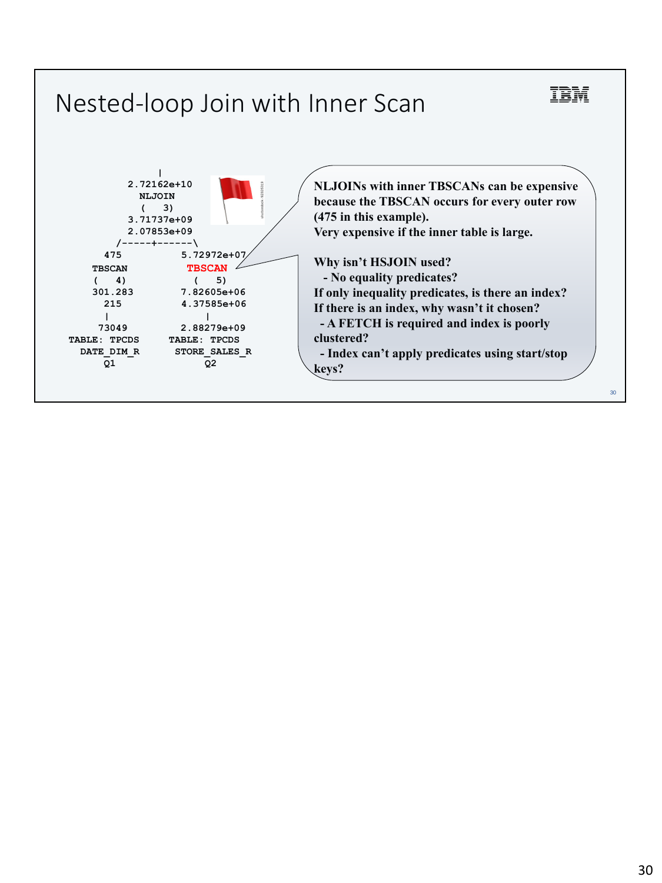# Nested-loop Join with Inner Scan

```
                 |
             2.72162e+10
               NLJOIN
               (   3)
             3.71737e+09
             2.07853e+09
            /-----+------\
        475                5.72972e+07
      TBSCAN                 TBSCAN
      (   4)                 (   5)
      301.283              7.82605e+06
        215                4.37585e+06
         |                      |
       73049               2.88279e+09
   TABLE: TPCDS           TABLE: TPCDS
     DATE_DIM_R           STORE_SALES_R
        Q1                      Q2
```

**NLJOINs with inner TBSCANs can be expensive because the TBSCAN occurs for every outer row (475 in this example).**
**Very expensive if the inner table is large.**

**Why isn't HSJOIN used?**
- **No equality predicates?**

**If only inequality predicates, is there an index?**
**If there is an index, why wasn't it chosen?**
- **A FETCH is required and index is poorly clustered?**
- **Index can't apply predicates using start/stop keys?**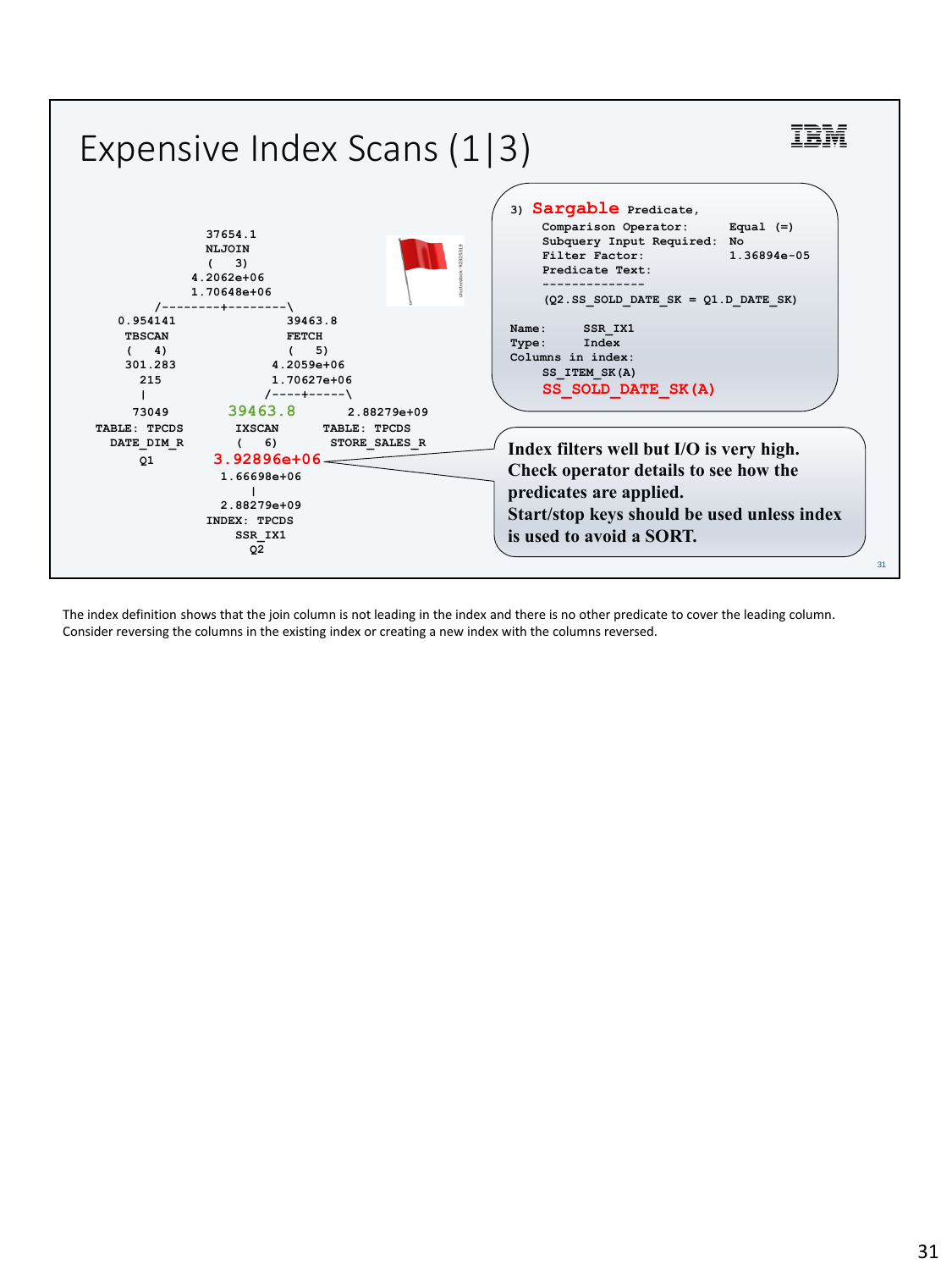# Expensive Index Scans (1|3)

```
                 37654.1
                 NLJOIN
                 (   3)
                4.2062e+06
                1.70648e+06
            /--------+--------\
      0.954141                 39463.8
       TBSCAN                  FETCH
       (   4)                  (   5)
      301.283                 4.2059e+06
        215                   1.70627e+06
         |                   /----+-----\
       73049             39463.8        2.88279e+09
    TABLE: TPCDS         IXSCAN       TABLE: TPCDS
     DATE_DIM_R          (   6)        STORE_SALES_R
        Q1            3.92896e+06
                      1.66698e+06
                          |
                      2.88279e+09
                    INDEX: TPCDS
                        SSR_IX1
                          Q2
```

```
3) Sargable Predicate,
      Comparison Operator:      Equal (=)
      Subquery Input Required:  No
      Filter Factor:            1.36894e-05
      Predicate Text:
      --------------
      (Q2.SS_SOLD_DATE_SK = Q1.D_DATE_SK)

Name:      SSR_IX1
Type:      Index
Columns in index:
      SS_ITEM_SK(A)
      SS_SOLD_DATE_SK(A)
```

**Index filters well but I/O is very high. Check operator details to see how the predicates are applied. Start/stop keys should be used unless index is used to avoid a SORT.**

The index definition shows that the join column is not leading in the index and there is no other predicate to cover the leading column. Consider reversing the columns in the existing index or creating a new index with the columns reversed.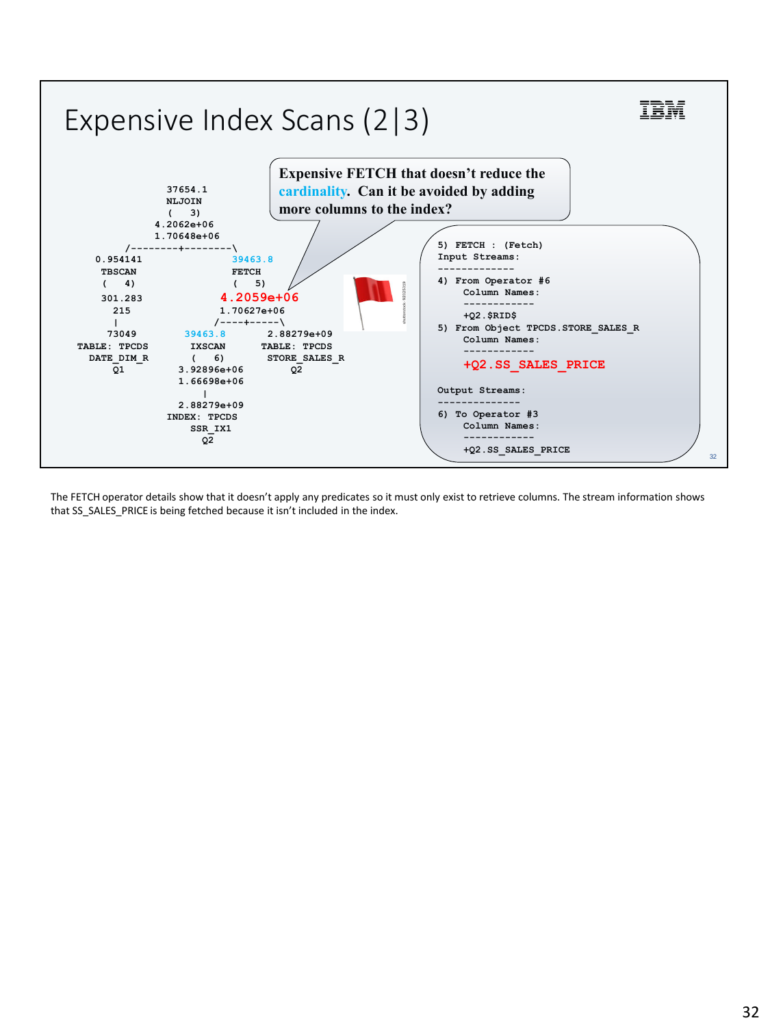# Expensive Index Scans (2|3)

```
                 37654.1
                  NLJOIN
                  (   3)
                4.2062e+06
                1.70648e+06
         /--------+--------\
    0.954141                39463.8
     TBSCAN                  FETCH
     (   4)                  (   5)
     301.283               4.2059e+06
       215                 1.70627e+06
        |                 /----+-----\
      73049           39463.8        2.88279e+09
  TABLE: TPCDS         IXSCAN       TABLE: TPCDS
    DATE_DIM_R         (   6)       STORE_SALES_R
       Q1            3.92896e+06         Q2
                     1.66698e+06
                          |
                     2.88279e+09
                   INDEX: TPCDS
                       SSR_IX1
                         Q2
```

**Expensive FETCH that doesn't reduce the cardinality. Can it be avoided by adding more columns to the index?**

```
5) FETCH : (Fetch)
Input Streams:
-------------
4) From Operator #6
    Column Names:
    ------------
    +Q2.$RID$
5) From Object TPCDS.STORE_SALES_R
    Column Names:
    ------------
    +Q2.SS_SALES_PRICE

Output Streams:
--------------
6) To Operator #3
    Column Names:
    ------------
    +Q2.SS_SALES_PRICE
```

The FETCH operator details show that it doesn't apply any predicates so it must only exist to retrieve columns. The stream information shows that SS_SALES_PRICE is being fetched because it isn't included in the index.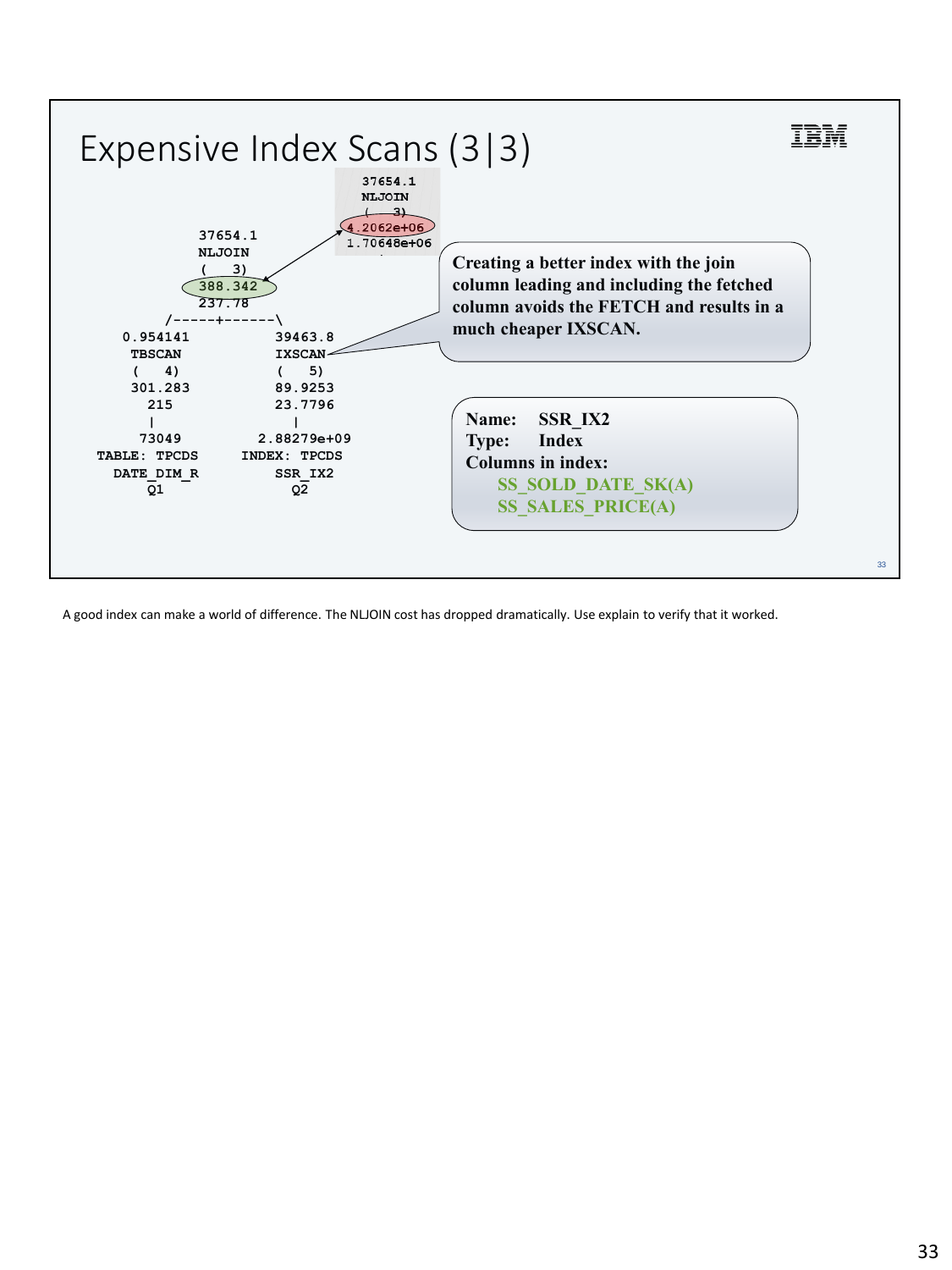# Expensive Index Scans (3|3)

```
                 37654.1
                 NLJOIN
                 (   3)
                 4.2062e+06
                 1.70648e+06

          37654.1
          NLJOIN
          (   3)
          388.342
          237.78
      /-----+------\
 0.954141        39463.8
  TBSCAN          IXSCAN
  (   4)          (   5)
  301.283         89.9253
    215           23.7796
     |               |
   73049        2.88279e+09
TABLE: TPCDS    INDEX: TPCDS
 DATE_DIM_R        SSR_IX2
    Q1               Q2
```

**Creating a better index with the join column leading and including the fetched column avoids the FETCH and results in a much cheaper IXSCAN.**

**Name:** SSR_IX2
**Type:** Index
**Columns in index:**
- SS_SOLD_DATE_SK(A)
- SS_SALES_PRICE(A)

A good index can make a world of difference. The NLJOIN cost has dropped dramatically. Use explain to verify that it worked.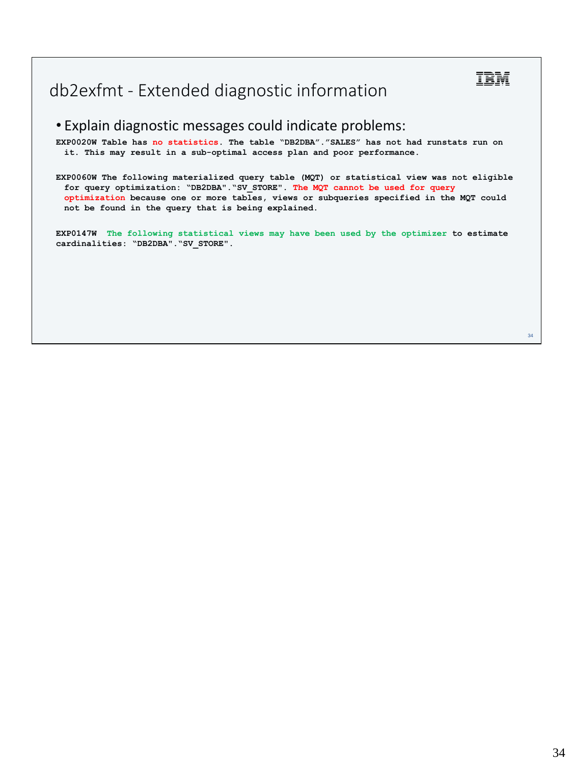# db2exfmt - Extended diagnostic information

- Explain diagnostic messages could indicate problems:

```
EXP0020W Table has no statistics. The table "DB2DBA"."SALES" has not had runstats run on
  it. This may result in a sub-optimal access plan and poor performance.

EXP0060W The following materialized query table (MQT) or statistical view was not eligible
  for query optimization: "DB2DBA"."SV_STORE". The MQT cannot be used for query
  optimization because one or more tables, views or subqueries specified in the MQT could
  not be found in the query that is being explained.

EXP0147W  The following statistical views may have been used by the optimizer to estimate
cardinalities: "DB2DBA"."SV_STORE".
```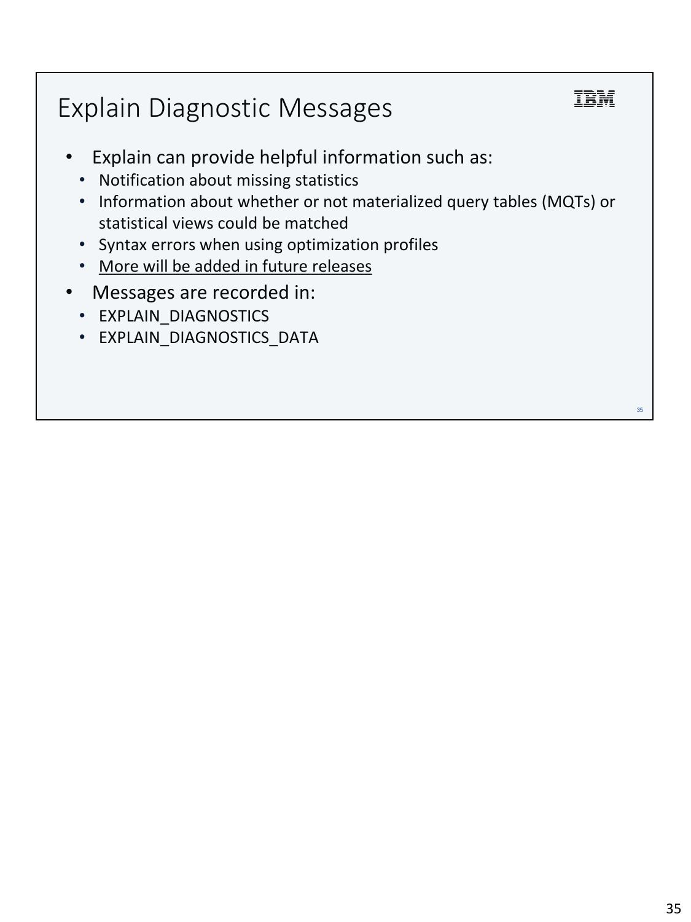# Explain Diagnostic Messages

- Explain can provide helpful information such as:
  - Notification about missing statistics
  - Information about whether or not materialized query tables (MQTs) or statistical views could be matched
  - Syntax errors when using optimization profiles
  - <u>More will be added in future releases</u>
- Messages are recorded in:
  - EXPLAIN_DIAGNOSTICS
  - EXPLAIN_DIAGNOSTICS_DATA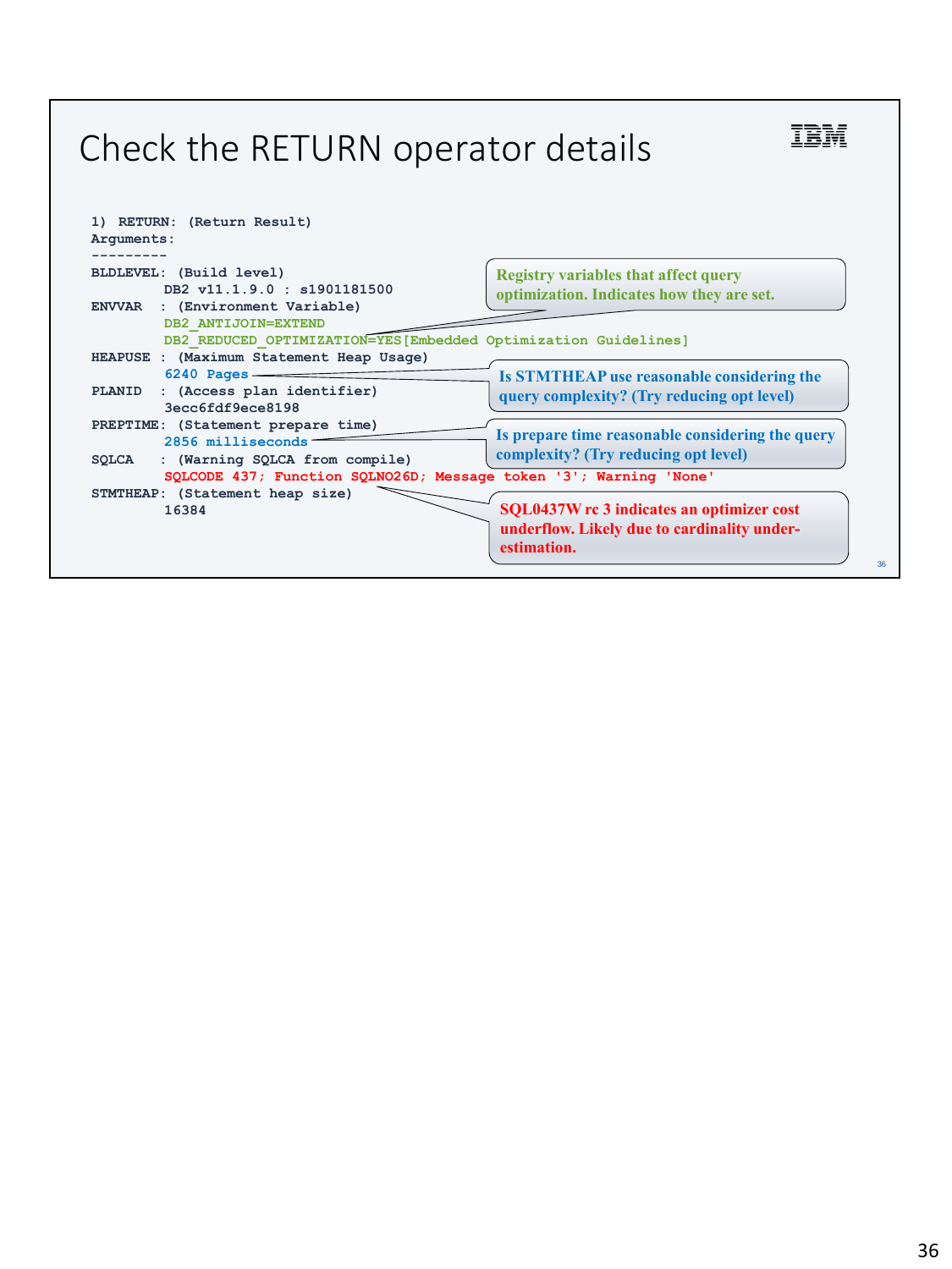# Check the RETURN operator details

```
1) RETURN: (Return Result)
Arguments:
---------
BLDLEVEL: (Build level)
        DB2 v11.1.9.0 : s1901181500
ENVVAR  : (Environment Variable)
        DB2_ANTIJOIN=EXTEND
        DB2_REDUCED_OPTIMIZATION=YES[Embedded Optimization Guidelines]
HEAPUSE : (Maximum Statement Heap Usage)
        6240 Pages
PLANID  : (Access plan identifier)
        3ecc6fdf9ece8198
PREPTIME: (Statement prepare time)
        2856 milliseconds
SQLCA   : (Warning SQLCA from compile)
        SQLCODE 437; Function SQLNO26D; Message token '3'; Warning 'None'
STMTHEAP: (Statement heap size)
        16384
```

**Registry variables that affect query optimization. Indicates how they are set.**

**Is STMTHEAP use reasonable considering the query complexity? (Try reducing opt level)**

**Is prepare time reasonable considering the query complexity? (Try reducing opt level)**

**SQL0437W rc 3 indicates an optimizer cost underflow. Likely due to cardinality under-estimation.**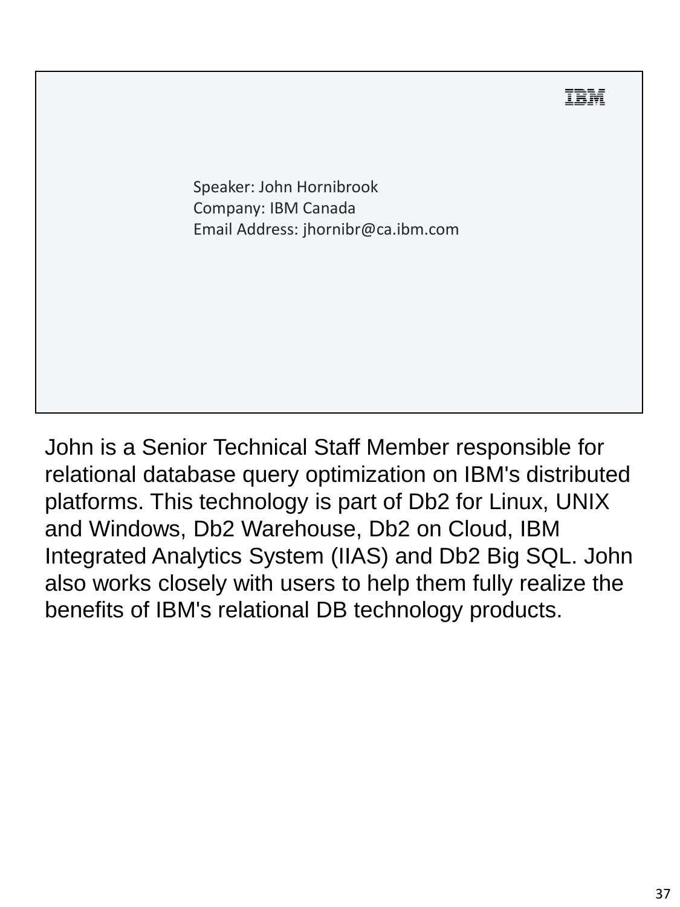IBM

Speaker: John Hornibrook
Company: IBM Canada
Email Address: jhornibr@ca.ibm.com

John is a Senior Technical Staff Member responsible for relational database query optimization on IBM's distributed platforms. This technology is part of Db2 for Linux, UNIX and Windows, Db2 Warehouse, Db2 on Cloud, IBM Integrated Analytics System (IIAS) and Db2 Big SQL. John also works closely with users to help them fully realize the benefits of IBM's relational DB technology products.